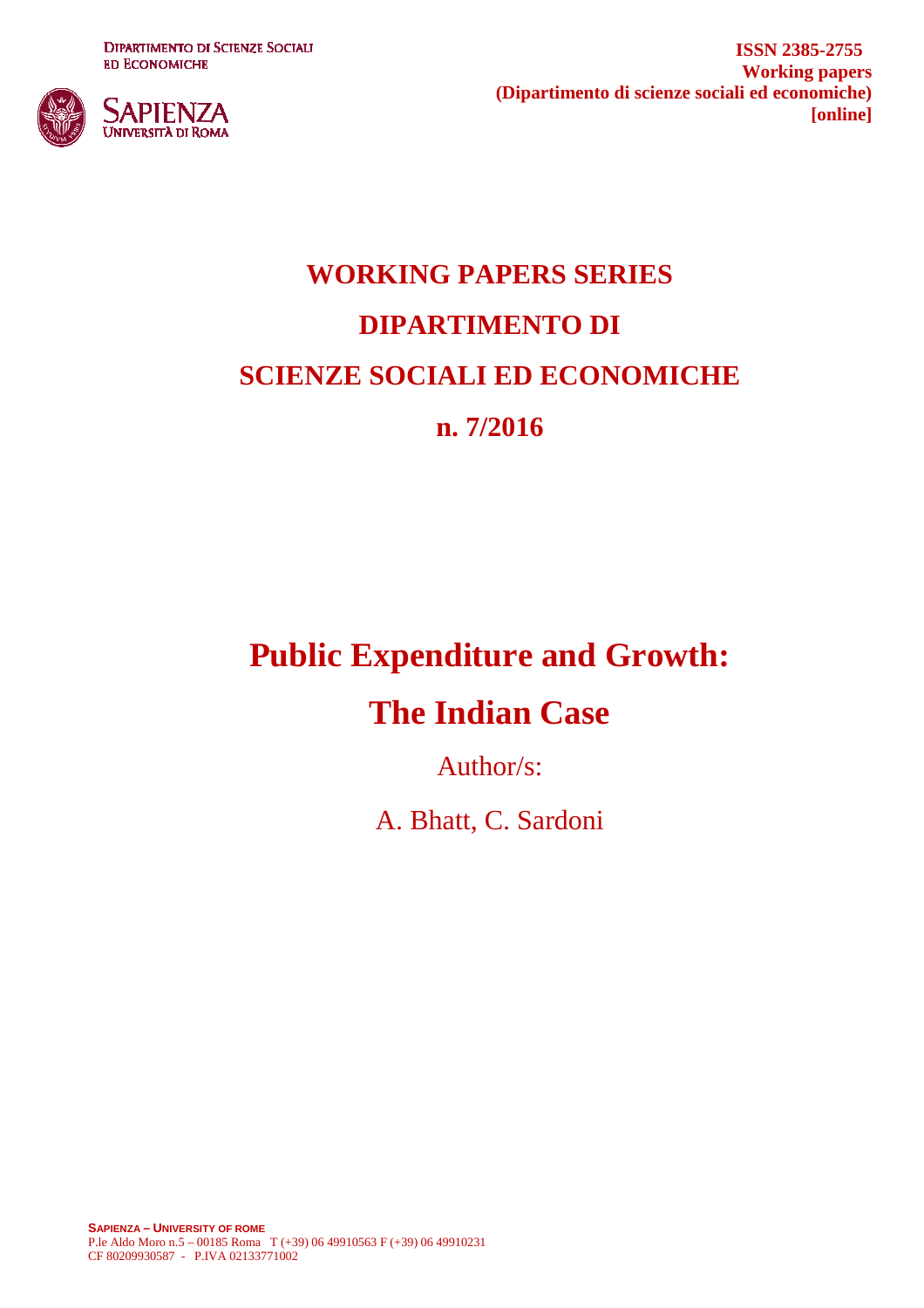DIPARTIMENTO DI SCIENZE SOCIALI ED ECONOMICHE

SAPIENZA UNIVERSITÀ DI ROMA

**ISSN 2385-2755**
**Working papers**
**(Dipartimento di scienze sociali ed economiche)**
**[online]**

# WORKING PAPERS SERIES

# DIPARTIMENTO DI

# SCIENZE SOCIALI ED ECONOMICHE

# n. 7/2016

# Public Expenditure and Growth:

# The Indian Case

Author/s:

A. Bhatt, C. Sardoni

**SAPIENZA – UNIVERSITY OF ROME**
P.le Aldo Moro n.5 – 00185 Roma T (+39) 06 49910563 F (+39) 06 49910231
CF 80209930587 - P.IVA 02133771002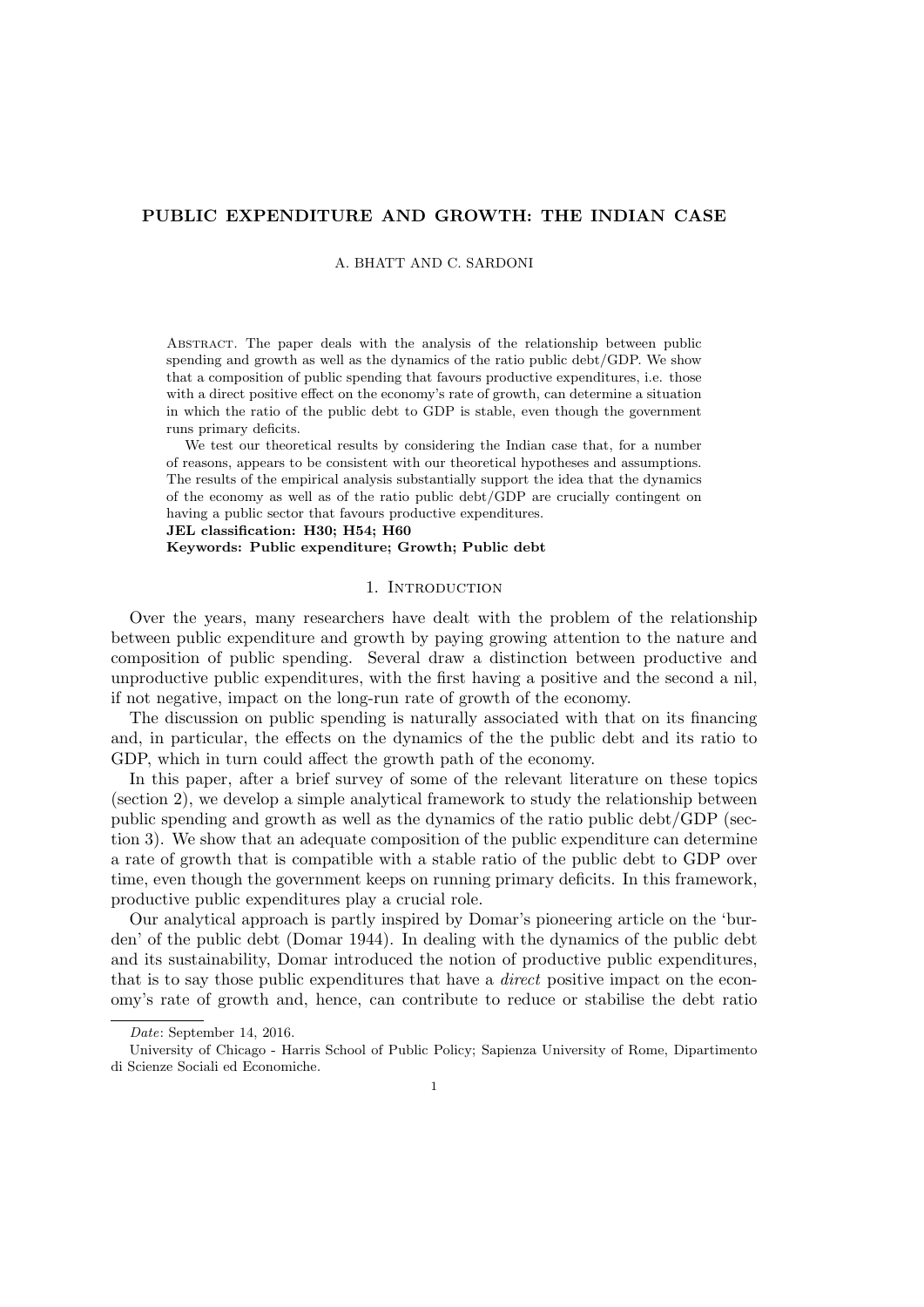# PUBLIC EXPENDITURE AND GROWTH: THE INDIAN CASE

A. BHATT AND C. SARDONI

Abstract. The paper deals with the analysis of the relationship between public spending and growth as well as the dynamics of the ratio public debt/GDP. We show that a composition of public spending that favours productive expenditures, i.e. those with a direct positive effect on the economy's rate of growth, can determine a situation in which the ratio of the public debt to GDP is stable, even though the government runs primary deficits.

We test our theoretical results by considering the Indian case that, for a number of reasons, appears to be consistent with our theoretical hypotheses and assumptions. The results of the empirical analysis substantially support the idea that the dynamics of the economy as well as of the ratio public debt/GDP are crucially contingent on having a public sector that favours productive expenditures.

**JEL classification: H30; H54; H60**

**Keywords: Public expenditure; Growth; Public debt**

## 1. Introduction

Over the years, many researchers have dealt with the problem of the relationship between public expenditure and growth by paying growing attention to the nature and composition of public spending. Several draw a distinction between productive and unproductive public expenditures, with the first having a positive and the second a nil, if not negative, impact on the long-run rate of growth of the economy.

The discussion on public spending is naturally associated with that on its financing and, in particular, the effects on the dynamics of the the public debt and its ratio to GDP, which in turn could affect the growth path of the economy.

In this paper, after a brief survey of some of the relevant literature on these topics (section 2), we develop a simple analytical framework to study the relationship between public spending and growth as well as the dynamics of the ratio public debt/GDP (section 3). We show that an adequate composition of the public expenditure can determine a rate of growth that is compatible with a stable ratio of the public debt to GDP over time, even though the government keeps on running primary deficits. In this framework, productive public expenditures play a crucial role.

Our analytical approach is partly inspired by Domar's pioneering article on the 'burden' of the public debt (Domar 1944). In dealing with the dynamics of the public debt and its sustainability, Domar introduced the notion of productive public expenditures, that is to say those public expenditures that have a *direct* positive impact on the economy's rate of growth and, hence, can contribute to reduce or stabilise the debt ratio

*Date*: September 14, 2016.

University of Chicago - Harris School of Public Policy; Sapienza University of Rome, Dipartimento di Scienze Sociali ed Economiche.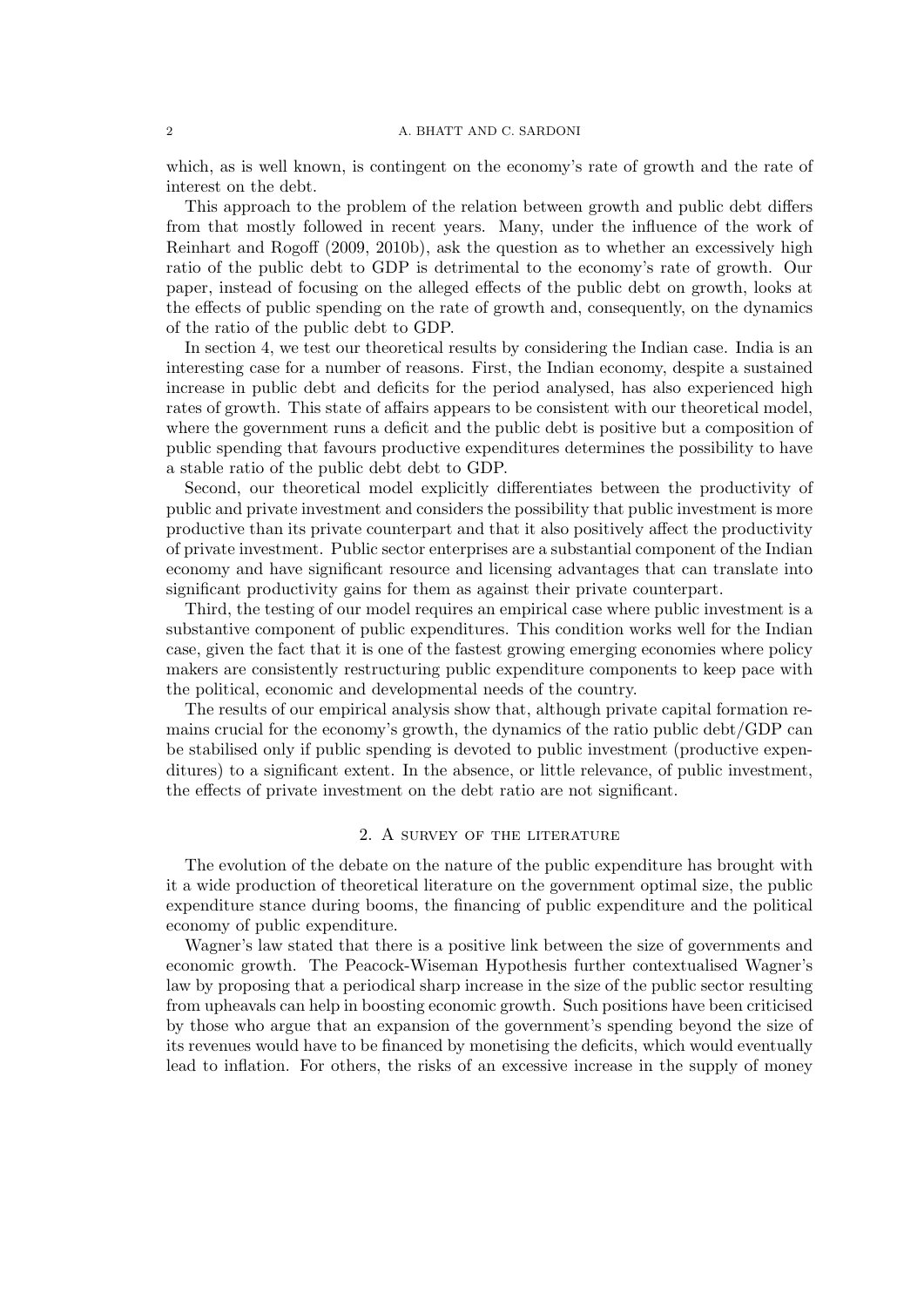which, as is well known, is contingent on the economy's rate of growth and the rate of interest on the debt.

This approach to the problem of the relation between growth and public debt differs from that mostly followed in recent years. Many, under the influence of the work of Reinhart and Rogoff (2009, 2010b), ask the question as to whether an excessively high ratio of the public debt to GDP is detrimental to the economy's rate of growth. Our paper, instead of focusing on the alleged effects of the public debt on growth, looks at the effects of public spending on the rate of growth and, consequently, on the dynamics of the ratio of the public debt to GDP.

In section 4, we test our theoretical results by considering the Indian case. India is an interesting case for a number of reasons. First, the Indian economy, despite a sustained increase in public debt and deficits for the period analysed, has also experienced high rates of growth. This state of affairs appears to be consistent with our theoretical model, where the government runs a deficit and the public debt is positive but a composition of public spending that favours productive expenditures determines the possibility to have a stable ratio of the public debt debt to GDP.

Second, our theoretical model explicitly differentiates between the productivity of public and private investment and considers the possibility that public investment is more productive than its private counterpart and that it also positively affect the productivity of private investment. Public sector enterprises are a substantial component of the Indian economy and have significant resource and licensing advantages that can translate into significant productivity gains for them as against their private counterpart.

Third, the testing of our model requires an empirical case where public investment is a substantive component of public expenditures. This condition works well for the Indian case, given the fact that it is one of the fastest growing emerging economies where policy makers are consistently restructuring public expenditure components to keep pace with the political, economic and developmental needs of the country.

The results of our empirical analysis show that, although private capital formation remains crucial for the economy's growth, the dynamics of the ratio public debt/GDP can be stabilised only if public spending is devoted to public investment (productive expenditures) to a significant extent. In the absence, or little relevance, of public investment, the effects of private investment on the debt ratio are not significant.

## 2. A survey of the literature

The evolution of the debate on the nature of the public expenditure has brought with it a wide production of theoretical literature on the government optimal size, the public expenditure stance during booms, the financing of public expenditure and the political economy of public expenditure.

Wagner's law stated that there is a positive link between the size of governments and economic growth. The Peacock-Wiseman Hypothesis further contextualised Wagner's law by proposing that a periodical sharp increase in the size of the public sector resulting from upheavals can help in boosting economic growth. Such positions have been criticised by those who argue that an expansion of the government's spending beyond the size of its revenues would have to be financed by monetising the deficits, which would eventually lead to inflation. For others, the risks of an excessive increase in the supply of money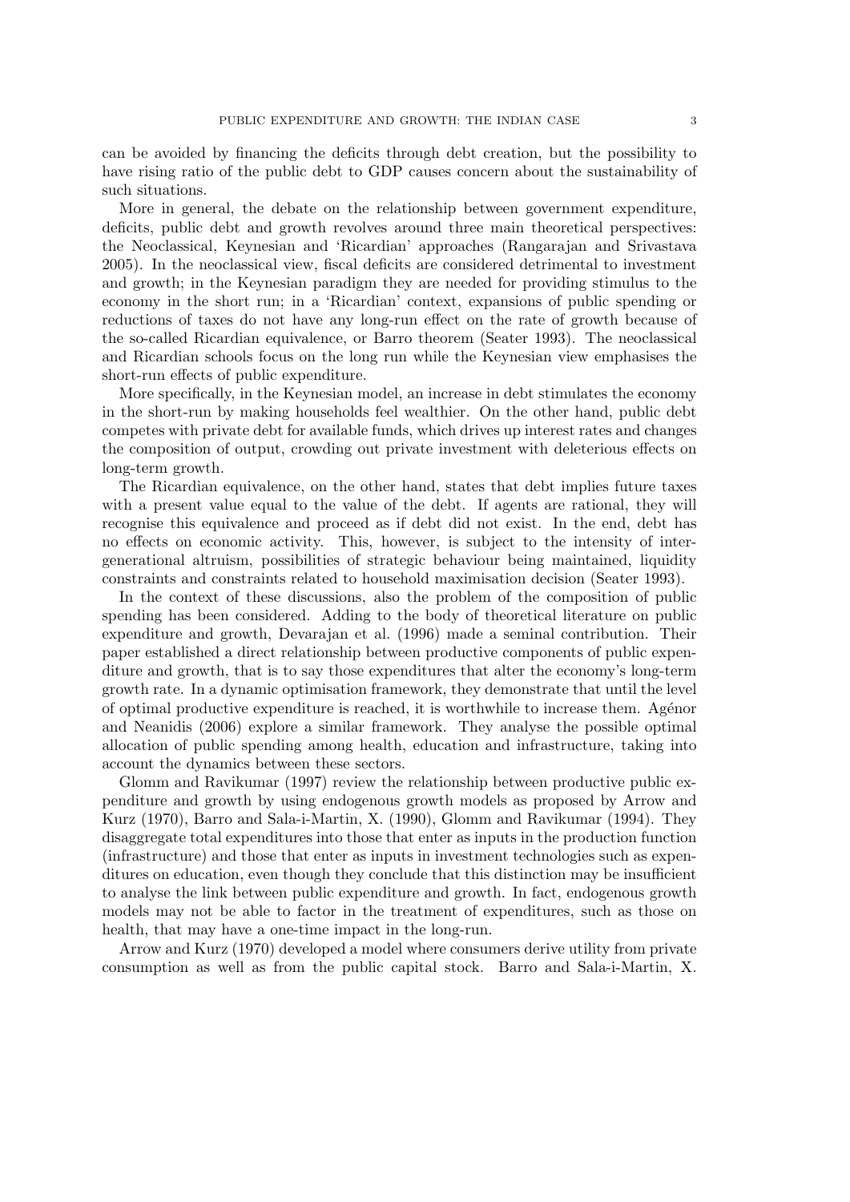can be avoided by financing the deficits through debt creation, but the possibility to have rising ratio of the public debt to GDP causes concern about the sustainability of such situations.

More in general, the debate on the relationship between government expenditure, deficits, public debt and growth revolves around three main theoretical perspectives: the Neoclassical, Keynesian and 'Ricardian' approaches (Rangarajan and Srivastava 2005). In the neoclassical view, fiscal deficits are considered detrimental to investment and growth; in the Keynesian paradigm they are needed for providing stimulus to the economy in the short run; in a 'Ricardian' context, expansions of public spending or reductions of taxes do not have any long-run effect on the rate of growth because of the so-called Ricardian equivalence, or Barro theorem (Seater 1993). The neoclassical and Ricardian schools focus on the long run while the Keynesian view emphasises the short-run effects of public expenditure.

More specifically, in the Keynesian model, an increase in debt stimulates the economy in the short-run by making households feel wealthier. On the other hand, public debt competes with private debt for available funds, which drives up interest rates and changes the composition of output, crowding out private investment with deleterious effects on long-term growth.

The Ricardian equivalence, on the other hand, states that debt implies future taxes with a present value equal to the value of the debt. If agents are rational, they will recognise this equivalence and proceed as if debt did not exist. In the end, debt has no effects on economic activity. This, however, is subject to the intensity of intergenerational altruism, possibilities of strategic behaviour being maintained, liquidity constraints and constraints related to household maximisation decision (Seater 1993).

In the context of these discussions, also the problem of the composition of public spending has been considered. Adding to the body of theoretical literature on public expenditure and growth, Devarajan et al. (1996) made a seminal contribution. Their paper established a direct relationship between productive components of public expenditure and growth, that is to say those expenditures that alter the economy's long-term growth rate. In a dynamic optimisation framework, they demonstrate that until the level of optimal productive expenditure is reached, it is worthwhile to increase them. Agénor and Neanidis (2006) explore a similar framework. They analyse the possible optimal allocation of public spending among health, education and infrastructure, taking into account the dynamics between these sectors.

Glomm and Ravikumar (1997) review the relationship between productive public expenditure and growth by using endogenous growth models as proposed by Arrow and Kurz (1970), Barro and Sala-i-Martin, X. (1990), Glomm and Ravikumar (1994). They disaggregate total expenditures into those that enter as inputs in the production function (infrastructure) and those that enter as inputs in investment technologies such as expenditures on education, even though they conclude that this distinction may be insufficient to analyse the link between public expenditure and growth. In fact, endogenous growth models may not be able to factor in the treatment of expenditures, such as those on health, that may have a one-time impact in the long-run.

Arrow and Kurz (1970) developed a model where consumers derive utility from private consumption as well as from the public capital stock. Barro and Sala-i-Martin, X.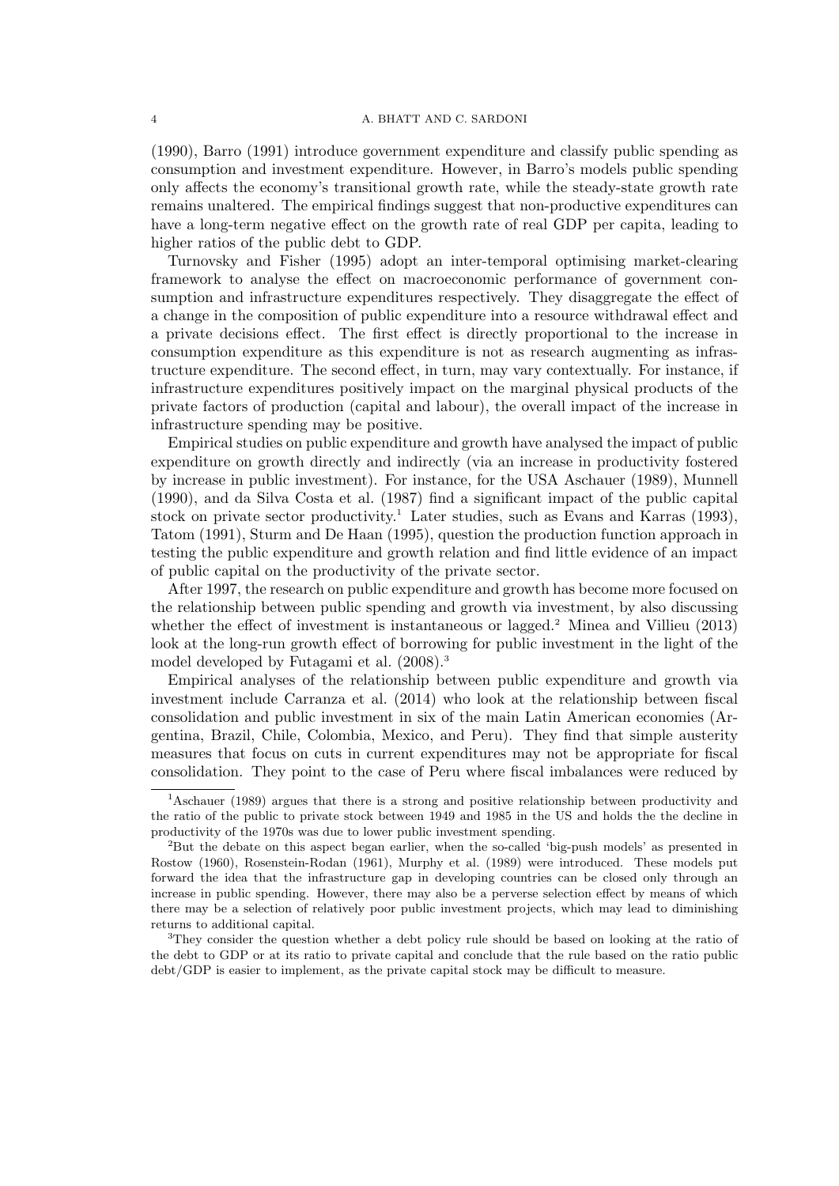(1990), Barro (1991) introduce government expenditure and classify public spending as consumption and investment expenditure. However, in Barro's models public spending only affects the economy's transitional growth rate, while the steady-state growth rate remains unaltered. The empirical findings suggest that non-productive expenditures can have a long-term negative effect on the growth rate of real GDP per capita, leading to higher ratios of the public debt to GDP.

Turnovsky and Fisher (1995) adopt an inter-temporal optimising market-clearing framework to analyse the effect on macroeconomic performance of government consumption and infrastructure expenditures respectively. They disaggregate the effect of a change in the composition of public expenditure into a resource withdrawal effect and a private decisions effect. The first effect is directly proportional to the increase in consumption expenditure as this expenditure is not as research augmenting as infrastructure expenditure. The second effect, in turn, may vary contextually. For instance, if infrastructure expenditures positively impact on the marginal physical products of the private factors of production (capital and labour), the overall impact of the increase in infrastructure spending may be positive.

Empirical studies on public expenditure and growth have analysed the impact of public expenditure on growth directly and indirectly (via an increase in productivity fostered by increase in public investment). For instance, for the USA Aschauer (1989), Munnell (1990), and da Silva Costa et al. (1987) find a significant impact of the public capital stock on private sector productivity.[1] Later studies, such as Evans and Karras (1993), Tatom (1991), Sturm and De Haan (1995), question the production function approach in testing the public expenditure and growth relation and find little evidence of an impact of public capital on the productivity of the private sector.

After 1997, the research on public expenditure and growth has become more focused on the relationship between public spending and growth via investment, by also discussing whether the effect of investment is instantaneous or lagged.[2] Minea and Villieu (2013) look at the long-run growth effect of borrowing for public investment in the light of the model developed by Futagami et al. (2008).[3]

Empirical analyses of the relationship between public expenditure and growth via investment include Carranza et al. (2014) who look at the relationship between fiscal consolidation and public investment in six of the main Latin American economies (Argentina, Brazil, Chile, Colombia, Mexico, and Peru). They find that simple austerity measures that focus on cuts in current expenditures may not be appropriate for fiscal consolidation. They point to the case of Peru where fiscal imbalances were reduced by

---

[1] Aschauer (1989) argues that there is a strong and positive relationship between productivity and the ratio of the public to private stock between 1949 and 1985 in the US and holds the the decline in productivity of the 1970s was due to lower public investment spending.

[2] But the debate on this aspect began earlier, when the so-called 'big-push models' as presented in Rostow (1960), Rosenstein-Rodan (1961), Murphy et al. (1989) were introduced. These models put forward the idea that the infrastructure gap in developing countries can be closed only through an increase in public spending. However, there may also be a perverse selection effect by means of which there may be a selection of relatively poor public investment projects, which may lead to diminishing returns to additional capital.

[3] They consider the question whether a debt policy rule should be based on looking at the ratio of the debt to GDP or at its ratio to private capital and conclude that the rule based on the ratio public debt/GDP is easier to implement, as the private capital stock may be difficult to measure.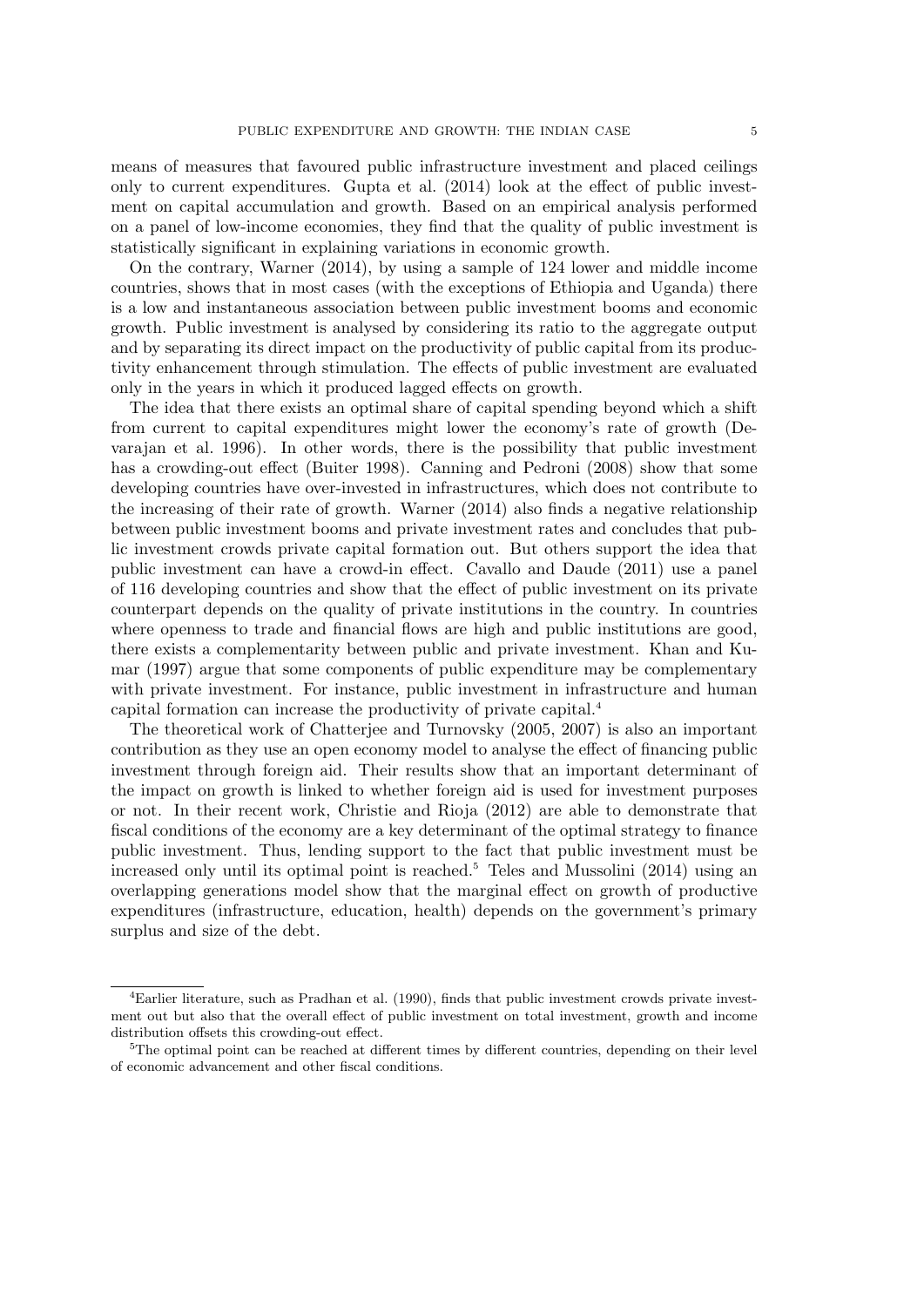means of measures that favoured public infrastructure investment and placed ceilings only to current expenditures. Gupta et al. (2014) look at the effect of public investment on capital accumulation and growth. Based on an empirical analysis performed on a panel of low-income economies, they find that the quality of public investment is statistically significant in explaining variations in economic growth.

On the contrary, Warner (2014), by using a sample of 124 lower and middle income countries, shows that in most cases (with the exceptions of Ethiopia and Uganda) there is a low and instantaneous association between public investment booms and economic growth. Public investment is analysed by considering its ratio to the aggregate output and by separating its direct impact on the productivity of public capital from its productivity enhancement through stimulation. The effects of public investment are evaluated only in the years in which it produced lagged effects on growth.

The idea that there exists an optimal share of capital spending beyond which a shift from current to capital expenditures might lower the economy's rate of growth (Devarajan et al. 1996). In other words, there is the possibility that public investment has a crowding-out effect (Buiter 1998). Canning and Pedroni (2008) show that some developing countries have over-invested in infrastructures, which does not contribute to the increasing of their rate of growth. Warner (2014) also finds a negative relationship between public investment booms and private investment rates and concludes that public investment crowds private capital formation out. But others support the idea that public investment can have a crowd-in effect. Cavallo and Daude (2011) use a panel of 116 developing countries and show that the effect of public investment on its private counterpart depends on the quality of private institutions in the country. In countries where openness to trade and financial flows are high and public institutions are good, there exists a complementarity between public and private investment. Khan and Kumar (1997) argue that some components of public expenditure may be complementary with private investment. For instance, public investment in infrastructure and human capital formation can increase the productivity of private capital.[4]

The theoretical work of Chatterjee and Turnovsky (2005, 2007) is also an important contribution as they use an open economy model to analyse the effect of financing public investment through foreign aid. Their results show that an important determinant of the impact on growth is linked to whether foreign aid is used for investment purposes or not. In their recent work, Christie and Rioja (2012) are able to demonstrate that fiscal conditions of the economy are a key determinant of the optimal strategy to finance public investment. Thus, lending support to the fact that public investment must be increased only until its optimal point is reached.[5] Teles and Mussolini (2014) using an overlapping generations model show that the marginal effect on growth of productive expenditures (infrastructure, education, health) depends on the government's primary surplus and size of the debt.

[4]Earlier literature, such as Pradhan et al. (1990), finds that public investment crowds private investment out but also that the overall effect of public investment on total investment, growth and income distribution offsets this crowding-out effect.

[5]The optimal point can be reached at different times by different countries, depending on their level of economic advancement and other fiscal conditions.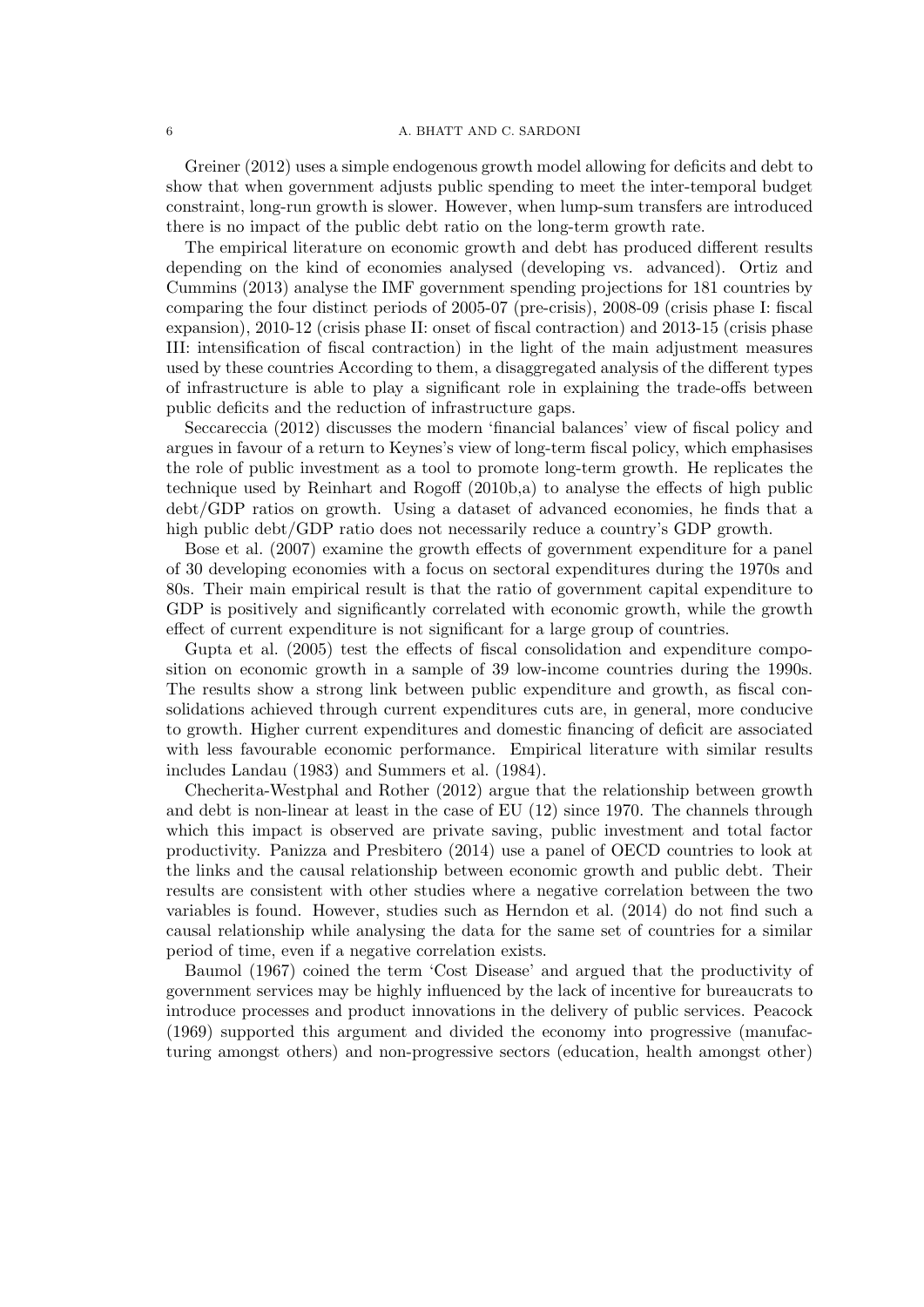Greiner (2012) uses a simple endogenous growth model allowing for deficits and debt to show that when government adjusts public spending to meet the inter-temporal budget constraint, long-run growth is slower. However, when lump-sum transfers are introduced there is no impact of the public debt ratio on the long-term growth rate.

The empirical literature on economic growth and debt has produced different results depending on the kind of economies analysed (developing vs. advanced). Ortiz and Cummins (2013) analyse the IMF government spending projections for 181 countries by comparing the four distinct periods of 2005-07 (pre-crisis), 2008-09 (crisis phase I: fiscal expansion), 2010-12 (crisis phase II: onset of fiscal contraction) and 2013-15 (crisis phase III: intensification of fiscal contraction) in the light of the main adjustment measures used by these countries According to them, a disaggregated analysis of the different types of infrastructure is able to play a significant role in explaining the trade-offs between public deficits and the reduction of infrastructure gaps.

Seccareccia (2012) discusses the modern 'financial balances' view of fiscal policy and argues in favour of a return to Keynes's view of long-term fiscal policy, which emphasises the role of public investment as a tool to promote long-term growth. He replicates the technique used by Reinhart and Rogoff (2010b,a) to analyse the effects of high public debt/GDP ratios on growth. Using a dataset of advanced economies, he finds that a high public debt/GDP ratio does not necessarily reduce a country's GDP growth.

Bose et al. (2007) examine the growth effects of government expenditure for a panel of 30 developing economies with a focus on sectoral expenditures during the 1970s and 80s. Their main empirical result is that the ratio of government capital expenditure to GDP is positively and significantly correlated with economic growth, while the growth effect of current expenditure is not significant for a large group of countries.

Gupta et al. (2005) test the effects of fiscal consolidation and expenditure composition on economic growth in a sample of 39 low-income countries during the 1990s. The results show a strong link between public expenditure and growth, as fiscal consolidations achieved through current expenditures cuts are, in general, more conducive to growth. Higher current expenditures and domestic financing of deficit are associated with less favourable economic performance. Empirical literature with similar results includes Landau (1983) and Summers et al. (1984).

Checherita-Westphal and Rother (2012) argue that the relationship between growth and debt is non-linear at least in the case of EU (12) since 1970. The channels through which this impact is observed are private saving, public investment and total factor productivity. Panizza and Presbitero (2014) use a panel of OECD countries to look at the links and the causal relationship between economic growth and public debt. Their results are consistent with other studies where a negative correlation between the two variables is found. However, studies such as Herndon et al. (2014) do not find such a causal relationship while analysing the data for the same set of countries for a similar period of time, even if a negative correlation exists.

Baumol (1967) coined the term 'Cost Disease' and argued that the productivity of government services may be highly influenced by the lack of incentive for bureaucrats to introduce processes and product innovations in the delivery of public services. Peacock (1969) supported this argument and divided the economy into progressive (manufacturing amongst others) and non-progressive sectors (education, health amongst other)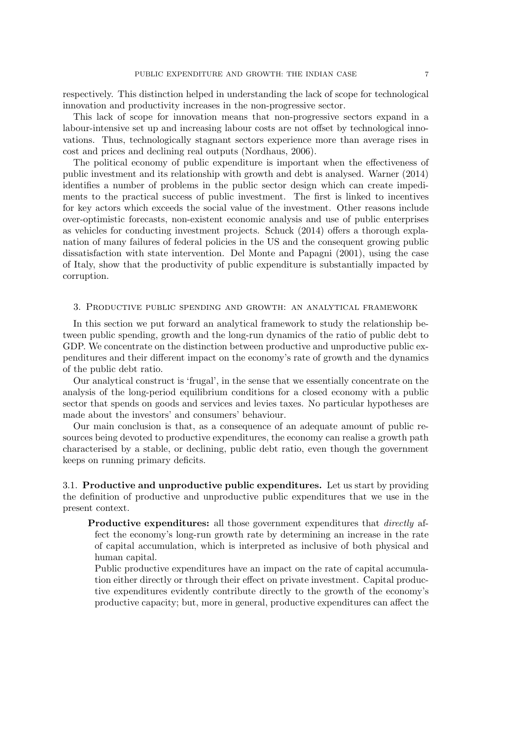respectively. This distinction helped in understanding the lack of scope for technological innovation and productivity increases in the non-progressive sector.

This lack of scope for innovation means that non-progressive sectors expand in a labour-intensive set up and increasing labour costs are not offset by technological innovations. Thus, technologically stagnant sectors experience more than average rises in cost and prices and declining real outputs (Nordhaus, 2006).

The political economy of public expenditure is important when the effectiveness of public investment and its relationship with growth and debt is analysed. Warner (2014) identifies a number of problems in the public sector design which can create impediments to the practical success of public investment. The first is linked to incentives for key actors which exceeds the social value of the investment. Other reasons include over-optimistic forecasts, non-existent economic analysis and use of public enterprises as vehicles for conducting investment projects. Schuck (2014) offers a thorough explanation of many failures of federal policies in the US and the consequent growing public dissatisfaction with state intervention. Del Monte and Papagni (2001), using the case of Italy, show that the productivity of public expenditure is substantially impacted by corruption.

## 3. Productive public spending and growth: an analytical framework

In this section we put forward an analytical framework to study the relationship between public spending, growth and the long-run dynamics of the ratio of public debt to GDP. We concentrate on the distinction between productive and unproductive public expenditures and their different impact on the economy's rate of growth and the dynamics of the public debt ratio.

Our analytical construct is 'frugal', in the sense that we essentially concentrate on the analysis of the long-period equilibrium conditions for a closed economy with a public sector that spends on goods and services and levies taxes. No particular hypotheses are made about the investors' and consumers' behaviour.

Our main conclusion is that, as a consequence of an adequate amount of public resources being devoted to productive expenditures, the economy can realise a growth path characterised by a stable, or declining, public debt ratio, even though the government keeps on running primary deficits.

### 3.1. Productive and unproductive public expenditures.

Let us start by providing the definition of productive and unproductive public expenditures that we use in the present context.

**Productive expenditures:** all those government expenditures that *directly* affect the economy's long-run growth rate by determining an increase in the rate of capital accumulation, which is interpreted as inclusive of both physical and human capital.

Public productive expenditures have an impact on the rate of capital accumulation either directly or through their effect on private investment. Capital productive expenditures evidently contribute directly to the growth of the economy's productive capacity; but, more in general, productive expenditures can affect the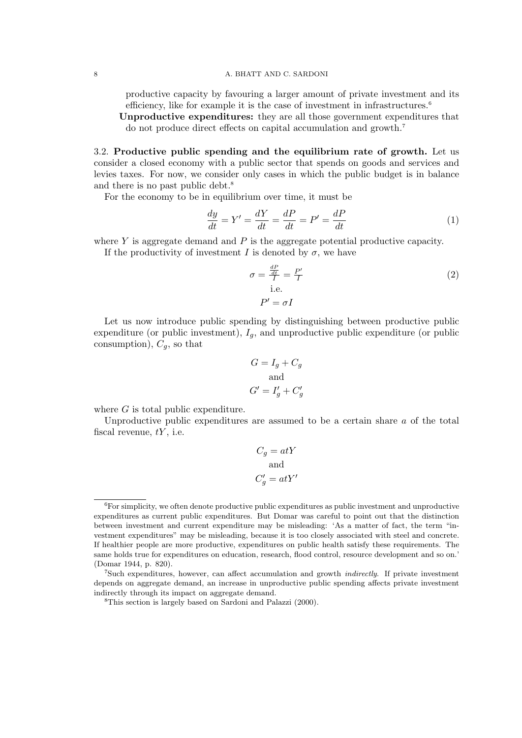productive capacity by favouring a larger amount of private investment and its efficiency, like for example it is the case of investment in infrastructures.[6]

**Unproductive expenditures:** they are all those government expenditures that do not produce direct effects on capital accumulation and growth.[7]

### 3.2. Productive public spending and the equilibrium rate of growth.

Let us consider a closed economy with a public sector that spends on goods and services and levies taxes. For now, we consider only cases in which the public budget is in balance and there is no past public debt.[8]

For the economy to be in equilibrium over time, it must be

$$\frac{dy}{dt} = Y' = \frac{dY}{dt} = \frac{dP}{dt} = P' = \frac{dP}{dt} \tag{1}$$

where $Y$ is aggregate demand and $P$ is the aggregate potential productive capacity.

If the productivity of investment $I$ is denoted by $\sigma$, we have

$$\sigma = \frac{\frac{dP}{dt}}{I} = \frac{P'}{I} \tag{2}$$

$$\text{i.e.}$$

$$P' = \sigma I$$

Let us now introduce public spending by distinguishing between productive public expenditure (or public investment), $I_g$, and unproductive public expenditure (or public consumption), $C_g$, so that

$$G = I_g + C_g$$

$$\text{and}$$

$$G' = I'_g + C'_g$$

where $G$ is total public expenditure.

Unproductive public expenditures are assumed to be a certain share $a$ of the total fiscal revenue, $tY$, i.e.

$$C_g = atY$$

$$\text{and}$$

$$C'_g = atY'$$

---

[6] For simplicity, we often denote productive public expenditures as public investment and unproductive expenditures as current public expenditures. But Domar was careful to point out that the distinction between investment and current expenditure may be misleading: 'As a matter of fact, the term "investment expenditures" may be misleading, because it is too closely associated with steel and concrete. If healthier people are more productive, expenditures on public health satisfy these requirements. The same holds true for expenditures on education, research, flood control, resource development and so on.' (Domar 1944, p. 820).

[7] Such expenditures, however, can affect accumulation and growth *indirectly*. If private investment depends on aggregate demand, an increase in unproductive public spending affects private investment indirectly through its impact on aggregate demand.

[8] This section is largely based on Sardoni and Palazzi (2000).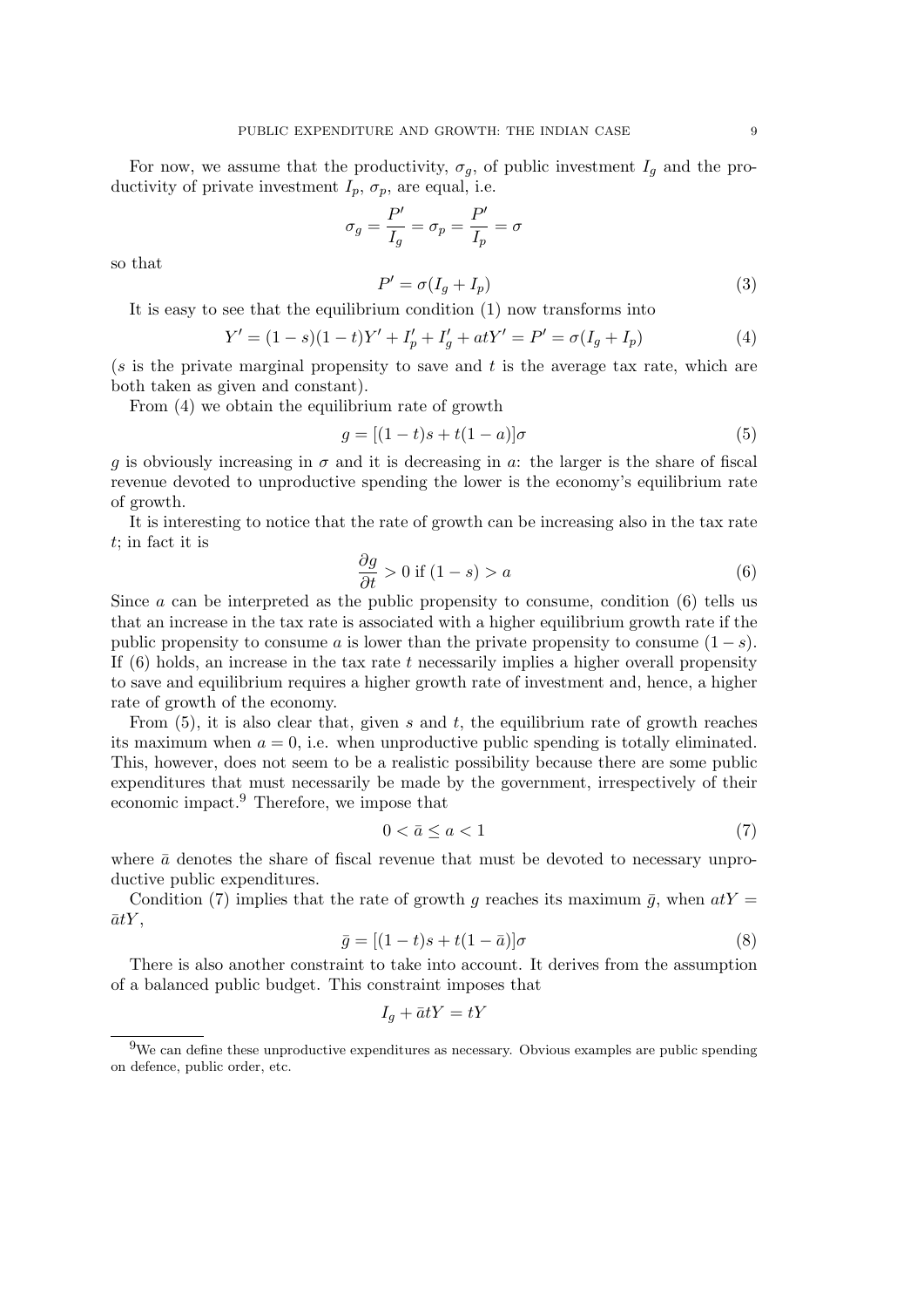For now, we assume that the productivity, $\sigma_g$, of public investment $I_g$ and the productivity of private investment $I_p$, $\sigma_p$, are equal, i.e.

$$\sigma_g = \frac{P'}{I_g} = \sigma_p = \frac{P'}{I_p} = \sigma$$

so that

$$P' = \sigma(I_g + I_p) \tag{3}$$

It is easy to see that the equilibrium condition (1) now transforms into

$$Y' = (1-s)(1-t)Y' + I_p' + I_g' + atY' = P' = \sigma(I_g + I_p) \tag{4}$$

($s$ is the private marginal propensity to save and $t$ is the average tax rate, which are both taken as given and constant).

From (4) we obtain the equilibrium rate of growth

$$g = [(1-t)s + t(1-a)]\sigma \tag{5}$$

$g$ is obviously increasing in $\sigma$ and it is decreasing in $a$: the larger is the share of fiscal revenue devoted to unproductive spending the lower is the economy's equilibrium rate of growth.

It is interesting to notice that the rate of growth can be increasing also in the tax rate $t$; in fact it is

$$\frac{\partial g}{\partial t} > 0 \text{ if } (1-s) > a \tag{6}$$

Since $a$ can be interpreted as the public propensity to consume, condition (6) tells us that an increase in the tax rate is associated with a higher equilibrium growth rate if the public propensity to consume $a$ is lower than the private propensity to consume $(1-s)$. If (6) holds, an increase in the tax rate $t$ necessarily implies a higher overall propensity to save and equilibrium requires a higher growth rate of investment and, hence, a higher rate of growth of the economy.

From (5), it is also clear that, given $s$ and $t$, the equilibrium rate of growth reaches its maximum when $a = 0$, i.e. when unproductive public spending is totally eliminated. This, however, does not seem to be a realistic possibility because there are some public expenditures that must necessarily be made by the government, irrespectively of their economic impact.[9] Therefore, we impose that

$$0 < \bar{a} \leq a < 1 \tag{7}$$

where $\bar{a}$ denotes the share of fiscal revenue that must be devoted to necessary unproductive public expenditures.

Condition (7) implies that the rate of growth $g$ reaches its maximum $\bar{g}$, when $atY = \bar{a}tY$,

$$\bar{g} = [(1-t)s + t(1-\bar{a})]\sigma \tag{8}$$

There is also another constraint to take into account. It derives from the assumption of a balanced public budget. This constraint imposes that

$$I_g + \bar{a}tY = tY$$

[9] We can define these unproductive expenditures as necessary. Obvious examples are public spending on defence, public order, etc.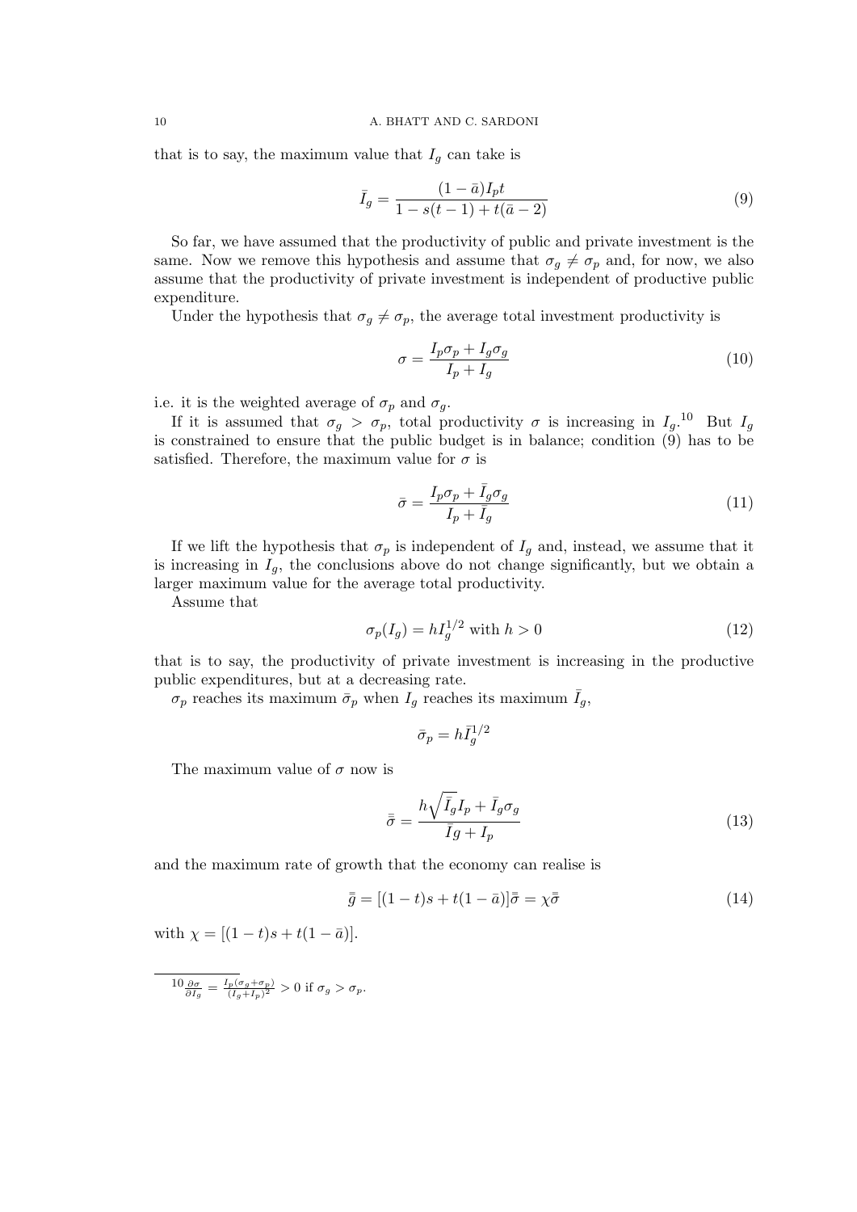that is to say, the maximum value that $I_g$ can take is

$$\bar{I}_g = \frac{(1-\bar{a})I_p t}{1 - s(t-1) + t(\bar{a}-2)} \tag{9}$$

So far, we have assumed that the productivity of public and private investment is the same. Now we remove this hypothesis and assume that $\sigma_g \neq \sigma_p$ and, for now, we also assume that the productivity of private investment is independent of productive public expenditure.

Under the hypothesis that $\sigma_g \neq \sigma_p$, the average total investment productivity is

$$\sigma = \frac{I_p \sigma_p + I_g \sigma_g}{I_p + I_g} \tag{10}$$

i.e. it is the weighted average of $\sigma_p$ and $\sigma_g$.

If it is assumed that $\sigma_g > \sigma_p$, total productivity $\sigma$ is increasing in $I_g$.[10] But $I_g$ is constrained to ensure that the public budget is in balance; condition (9) has to be satisfied. Therefore, the maximum value for $\sigma$ is

$$\bar{\sigma} = \frac{I_p \sigma_p + \bar{I}_g \sigma_g}{I_p + \bar{I}_g} \tag{11}$$

If we lift the hypothesis that $\sigma_p$ is independent of $I_g$ and, instead, we assume that it is increasing in $I_g$, the conclusions above do not change significantly, but we obtain a larger maximum value for the average total productivity.

Assume that

$$\sigma_p(I_g) = h I_g^{1/2} \text{ with } h > 0 \tag{12}$$

that is to say, the productivity of private investment is increasing in the productive public expenditures, but at a decreasing rate.

$\sigma_p$ reaches its maximum $\bar{\sigma}_p$ when $I_g$ reaches its maximum $\bar{I}_g$,

$$\bar{\sigma}_p = h \bar{I}_g^{1/2}$$

The maximum value of $\sigma$ now is

$$\bar{\bar{\sigma}} = \frac{h\sqrt{\bar{I}_g} I_p + \bar{I}_g \sigma_g}{\bar{I}g + I_p} \tag{13}$$

and the maximum rate of growth that the economy can realise is

$$\bar{\bar{g}} = [(1-t)s + t(1-\bar{a})]\bar{\bar{\sigma}} = \chi \bar{\bar{\sigma}} \tag{14}$$

with $\chi = [(1-t)s + t(1-\bar{a})]$.

---

[10] $\frac{\partial \sigma}{\partial I_g} = \frac{I_p(\sigma_g + \sigma_p)}{(I_g + I_p)^2} > 0$ if $\sigma_g > \sigma_p$.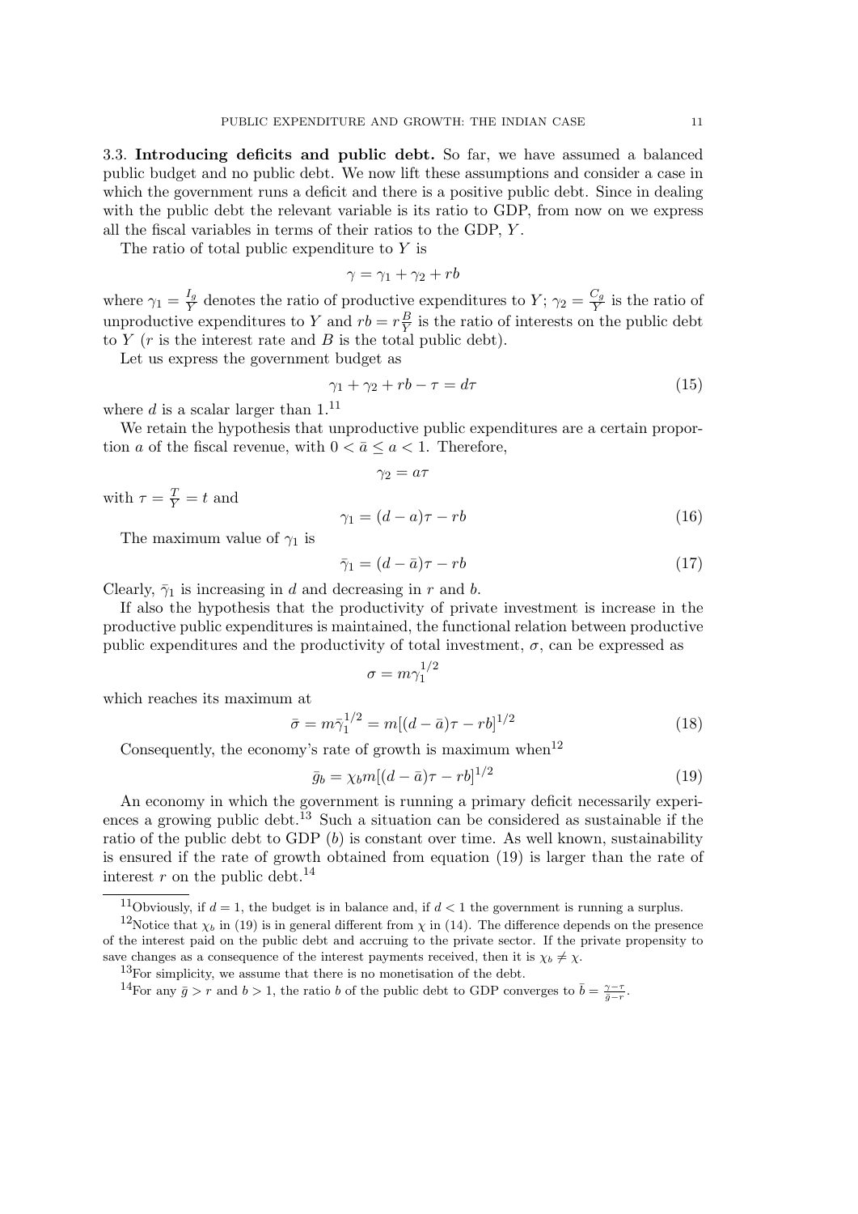### 3.3. Introducing deficits and public debt.

So far, we have assumed a balanced public budget and no public debt. We now lift these assumptions and consider a case in which the government runs a deficit and there is a positive public debt. Since in dealing with the public debt the relevant variable is its ratio to GDP, from now on we express all the fiscal variables in terms of their ratios to the GDP, $Y$.

The ratio of total public expenditure to $Y$ is

$$\gamma = \gamma_1 + \gamma_2 + rb$$

where $\gamma_1 = \frac{I_g}{Y}$ denotes the ratio of productive expenditures to $Y$; $\gamma_2 = \frac{C_g}{Y}$ is the ratio of unproductive expenditures to $Y$ and $rb = r\frac{B}{Y}$ is the ratio of interests on the public debt to $Y$ ($r$ is the interest rate and $B$ is the total public debt).

Let us express the government budget as

$$\gamma_1 + \gamma_2 + rb - \tau = d\tau \tag{15}$$

where $d$ is a scalar larger than 1.[11]

We retain the hypothesis that unproductive public expenditures are a certain proportion $a$ of the fiscal revenue, with $0 < \bar{a} \leq a < 1$. Therefore,

$$\gamma_2 = a\tau$$

with $\tau = \frac{T}{Y} = t$ and

$$\gamma_1 = (d - a)\tau - rb \tag{16}$$

The maximum value of $\gamma_1$ is

$$\bar{\gamma}_1 = (d - \bar{a})\tau - rb \tag{17}$$

Clearly, $\bar{\gamma}_1$ is increasing in $d$ and decreasing in $r$ and $b$.

If also the hypothesis that the productivity of private investment is increase in the productive public expenditures is maintained, the functional relation between productive public expenditures and the productivity of total investment, $\sigma$, can be expressed as

$$\sigma = m\gamma_1^{1/2}$$

which reaches its maximum at

$$\bar{\sigma} = m\bar{\gamma}_1^{1/2} = m[(d - \bar{a})\tau - rb]^{1/2} \tag{18}$$

Consequently, the economy's rate of growth is maximum when[12]

$$\bar{g}_b = \chi_b m[(d - \bar{a})\tau - rb]^{1/2} \tag{19}$$

An economy in which the government is running a primary deficit necessarily experiences a growing public debt.[13] Such a situation can be considered as sustainable if the ratio of the public debt to GDP ($b$) is constant over time. As well known, sustainability is ensured if the rate of growth obtained from equation (19) is larger than the rate of interest $r$ on the public debt.[14]

---

[11] Obviously, if $d = 1$, the budget is in balance and, if $d < 1$ the government is running a surplus.

[12] Notice that $\chi_b$ in (19) is in general different from $\chi$ in (14). The difference depends on the presence of the interest paid on the public debt and accruing to the private sector. If the private propensity to save changes as a consequence of the interest payments received, then it is $\chi_b \neq \chi$.

[13] For simplicity, we assume that there is no monetisation of the debt.

[14] For any $\bar{g} > r$ and $b > 1$, the ratio $b$ of the public debt to GDP converges to $\bar{b} = \frac{\gamma - \tau}{\bar{g} - r}$.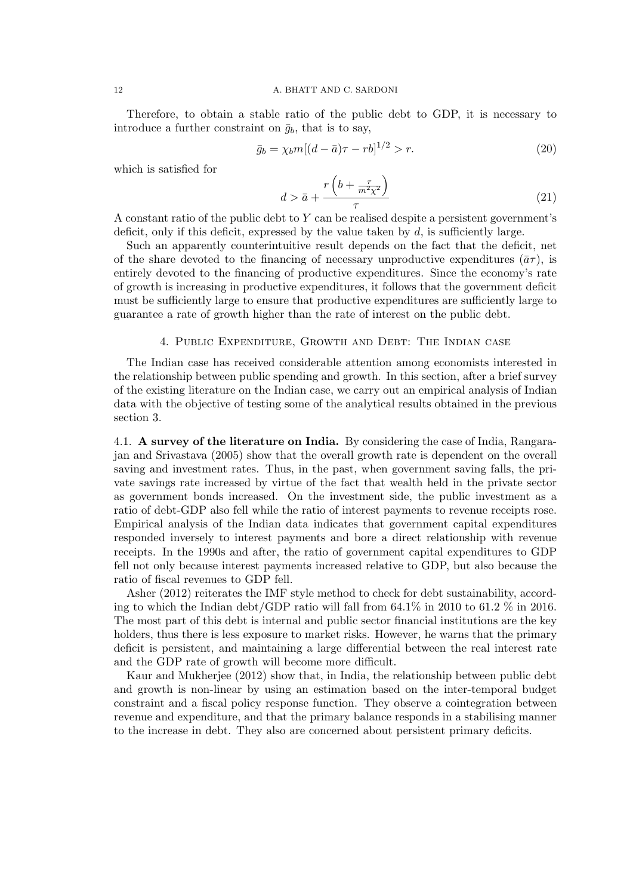Therefore, to obtain a stable ratio of the public debt to GDP, it is necessary to introduce a further constraint on $\bar{g}_b$, that is to say,

$$\bar{g}_b = \chi_b m[(d - \bar{a})\tau - rb]^{1/2} > r. \tag{20}$$

which is satisfied for

$$d > \bar{a} + \frac{r\left(b + \frac{r}{m^2\chi^2}\right)}{\tau} \tag{21}$$

A constant ratio of the public debt to $Y$ can be realised despite a persistent government's deficit, only if this deficit, expressed by the value taken by $d$, is sufficiently large.

Such an apparently counterintuitive result depends on the fact that the deficit, net of the share devoted to the financing of necessary unproductive expenditures ($\bar{a}\tau$), is entirely devoted to the financing of productive expenditures. Since the economy's rate of growth is increasing in productive expenditures, it follows that the government deficit must be sufficiently large to ensure that productive expenditures are sufficiently large to guarantee a rate of growth higher than the rate of interest on the public debt.

## 4. Public Expenditure, Growth and Debt: The Indian case

The Indian case has received considerable attention among economists interested in the relationship between public spending and growth. In this section, after a brief survey of the existing literature on the Indian case, we carry out an empirical analysis of Indian data with the objective of testing some of the analytical results obtained in the previous section 3.

### 4.1. A survey of the literature on India.

By considering the case of India, Rangarajan and Srivastava (2005) show that the overall growth rate is dependent on the overall saving and investment rates. Thus, in the past, when government saving falls, the private savings rate increased by virtue of the fact that wealth held in the private sector as government bonds increased. On the investment side, the public investment as a ratio of debt-GDP also fell while the ratio of interest payments to revenue receipts rose. Empirical analysis of the Indian data indicates that government capital expenditures responded inversely to interest payments and bore a direct relationship with revenue receipts. In the 1990s and after, the ratio of government capital expenditures to GDP fell not only because interest payments increased relative to GDP, but also because the ratio of fiscal revenues to GDP fell.

Asher (2012) reiterates the IMF style method to check for debt sustainability, according to which the Indian debt/GDP ratio will fall from 64.1% in 2010 to 61.2 % in 2016. The most part of this debt is internal and public sector financial institutions are the key holders, thus there is less exposure to market risks. However, he warns that the primary deficit is persistent, and maintaining a large differential between the real interest rate and the GDP rate of growth will become more difficult.

Kaur and Mukherjee (2012) show that, in India, the relationship between public debt and growth is non-linear by using an estimation based on the inter-temporal budget constraint and a fiscal policy response function. They observe a cointegration between revenue and expenditure, and that the primary balance responds in a stabilising manner to the increase in debt. They also are concerned about persistent primary deficits.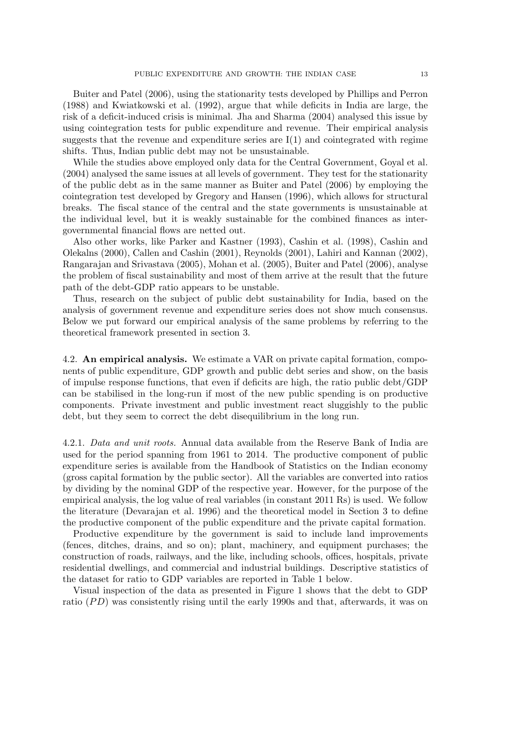Buiter and Patel (2006), using the stationarity tests developed by Phillips and Perron (1988) and Kwiatkowski et al. (1992), argue that while deficits in India are large, the risk of a deficit-induced crisis is minimal. Jha and Sharma (2004) analysed this issue by using cointegration tests for public expenditure and revenue. Their empirical analysis suggests that the revenue and expenditure series are I(1) and cointegrated with regime shifts. Thus, Indian public debt may not be unsustainable.

While the studies above employed only data for the Central Government, Goyal et al. (2004) analysed the same issues at all levels of government. They test for the stationarity of the public debt as in the same manner as Buiter and Patel (2006) by employing the cointegration test developed by Gregory and Hansen (1996), which allows for structural breaks. The fiscal stance of the central and the state governments is unsustainable at the individual level, but it is weakly sustainable for the combined finances as inter-governmental financial flows are netted out.

Also other works, like Parker and Kastner (1993), Cashin et al. (1998), Cashin and Olekalns (2000), Callen and Cashin (2001), Reynolds (2001), Lahiri and Kannan (2002), Rangarajan and Srivastava (2005), Mohan et al. (2005), Buiter and Patel (2006), analyse the problem of fiscal sustainability and most of them arrive at the result that the future path of the debt-GDP ratio appears to be unstable.

Thus, research on the subject of public debt sustainability for India, based on the analysis of government revenue and expenditure series does not show much consensus. Below we put forward our empirical analysis of the same problems by referring to the theoretical framework presented in section 3.

4.2. **An empirical analysis.** We estimate a VAR on private capital formation, components of public expenditure, GDP growth and public debt series and show, on the basis of impulse response functions, that even if deficits are high, the ratio public debt/GDP can be stabilised in the long-run if most of the new public spending is on productive components. Private investment and public investment react sluggishly to the public debt, but they seem to correct the debt disequilibrium in the long run.

4.2.1. *Data and unit roots.* Annual data available from the Reserve Bank of India are used for the period spanning from 1961 to 2014. The productive component of public expenditure series is available from the Handbook of Statistics on the Indian economy (gross capital formation by the public sector). All the variables are converted into ratios by dividing by the nominal GDP of the respective year. However, for the purpose of the empirical analysis, the log value of real variables (in constant 2011 Rs) is used. We follow the literature (Devarajan et al. 1996) and the theoretical model in Section 3 to define the productive component of the public expenditure and the private capital formation.

Productive expenditure by the government is said to include land improvements (fences, ditches, drains, and so on); plant, machinery, and equipment purchases; the construction of roads, railways, and the like, including schools, offices, hospitals, private residential dwellings, and commercial and industrial buildings. Descriptive statistics of the dataset for ratio to GDP variables are reported in Table 1 below.

Visual inspection of the data as presented in Figure 1 shows that the debt to GDP ratio ($PD$) was consistently rising until the early 1990s and that, afterwards, it was on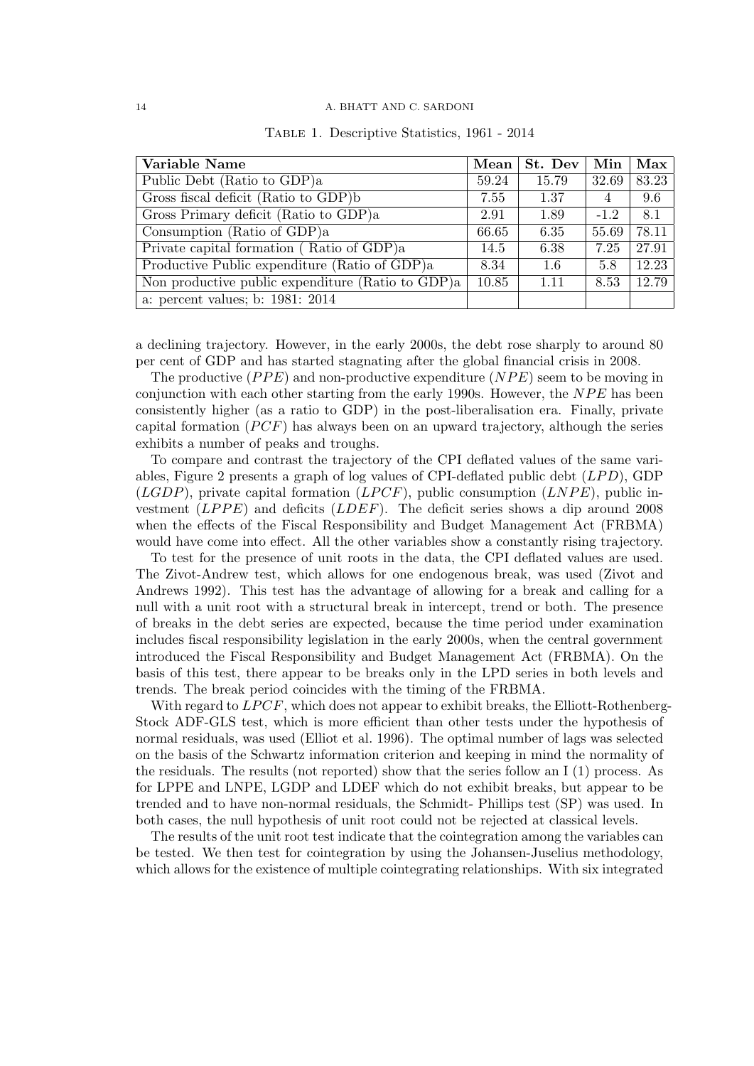Table 1. Descriptive Statistics, 1961 - 2014

| **Variable Name** | **Mean** | **St. Dev** | **Min** | **Max** |
|---|---|---|---|---|
| Public Debt (Ratio to GDP)a | 59.24 | 15.79 | 32.69 | 83.23 |
| Gross fiscal deficit (Ratio to GDP)b | 7.55 | 1.37 | 4 | 9.6 |
| Gross Primary deficit (Ratio to GDP)a | 2.91 | 1.89 | -1.2 | 8.1 |
| Consumption (Ratio of GDP)a | 66.65 | 6.35 | 55.69 | 78.11 |
| Private capital formation ( Ratio of GDP)a | 14.5 | 6.38 | 7.25 | 27.91 |
| Productive Public expenditure (Ratio of GDP)a | 8.34 | 1.6 | 5.8 | 12.23 |
| Non productive public expenditure (Ratio to GDP)a | 10.85 | 1.11 | 8.53 | 12.79 |
| a: percent values; b: 1981: 2014 | | | | |

a declining trajectory. However, in the early 2000s, the debt rose sharply to around 80 per cent of GDP and has started stagnating after the global financial crisis in 2008.

The productive ($PPE$) and non-productive expenditure ($NPE$) seem to be moving in conjunction with each other starting from the early 1990s. However, the $NPE$ has been consistently higher (as a ratio to GDP) in the post-liberalisation era. Finally, private capital formation ($PCF$) has always been on an upward trajectory, although the series exhibits a number of peaks and troughs.

To compare and contrast the trajectory of the CPI deflated values of the same variables, Figure 2 presents a graph of log values of CPI-deflated public debt ($LPD$), GDP ($LGDP$), private capital formation ($LPCF$), public consumption ($LNPE$), public investment ($LPPE$) and deficits ($LDEF$). The deficit series shows a dip around 2008 when the effects of the Fiscal Responsibility and Budget Management Act (FRBMA) would have come into effect. All the other variables show a constantly rising trajectory.

To test for the presence of unit roots in the data, the CPI deflated values are used. The Zivot-Andrew test, which allows for one endogenous break, was used (Zivot and Andrews 1992). This test has the advantage of allowing for a break and calling for a null with a unit root with a structural break in intercept, trend or both. The presence of breaks in the debt series are expected, because the time period under examination includes fiscal responsibility legislation in the early 2000s, when the central government introduced the Fiscal Responsibility and Budget Management Act (FRBMA). On the basis of this test, there appear to be breaks only in the LPD series in both levels and trends. The break period coincides with the timing of the FRBMA.

With regard to $LPCF$, which does not appear to exhibit breaks, the Elliott-Rothenberg-Stock ADF-GLS test, which is more efficient than other tests under the hypothesis of normal residuals, was used (Elliot et al. 1996). The optimal number of lags was selected on the basis of the Schwartz information criterion and keeping in mind the normality of the residuals. The results (not reported) show that the series follow an I (1) process. As for LPPE and LNPE, LGDP and LDEF which do not exhibit breaks, but appear to be trended and to have non-normal residuals, the Schmidt- Phillips test (SP) was used. In both cases, the null hypothesis of unit root could not be rejected at classical levels.

The results of the unit root test indicate that the cointegration among the variables can be tested. We then test for cointegration by using the Johansen-Juselius methodology, which allows for the existence of multiple cointegrating relationships. With six integrated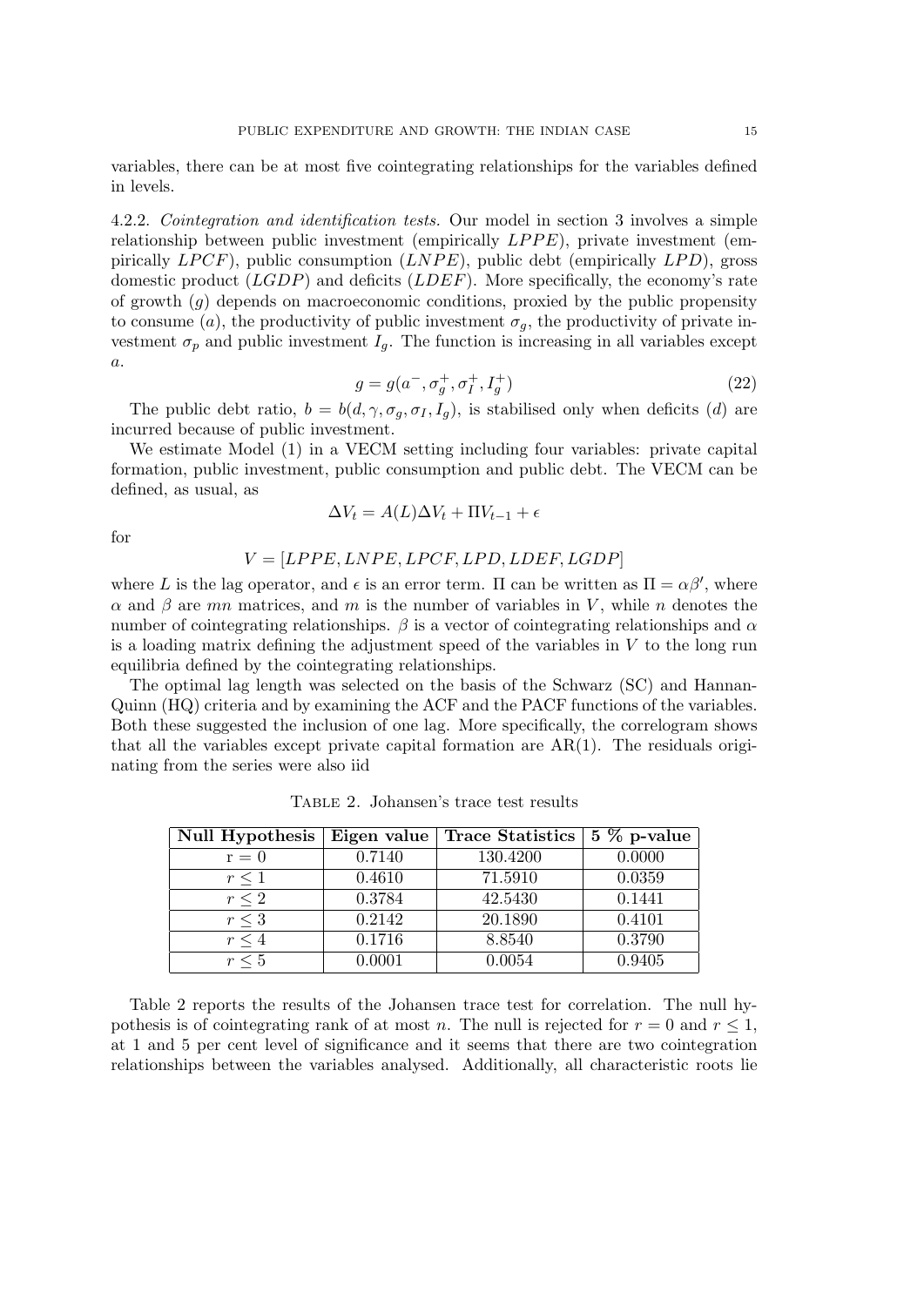variables, there can be at most five cointegrating relationships for the variables defined in levels.

4.2.2. *Cointegration and identification tests.* Our model in section 3 involves a simple relationship between public investment (empirically $LPPE$), private investment (empirically $LPCF$), public consumption ($LNPE$), public debt (empirically $LPD$), gross domestic product ($LGDP$) and deficits ($LDEF$). More specifically, the economy's rate of growth ($g$) depends on macroeconomic conditions, proxied by the public propensity to consume ($a$), the productivity of public investment $\sigma_g$, the productivity of private investment $\sigma_p$ and public investment $I_g$. The function is increasing in all variables except $a$.

$$g = g(a^-, \sigma_g^+, \sigma_I^+, I_g^+) \tag{22}$$

The public debt ratio, $b = b(d, \gamma, \sigma_g, \sigma_I, I_g)$, is stabilised only when deficits ($d$) are incurred because of public investment.

We estimate Model (1) in a VECM setting including four variables: private capital formation, public investment, public consumption and public debt. The VECM can be defined, as usual, as

$$\Delta V_t = A(L)\Delta V_t + \Pi V_{t-1} + \epsilon$$

for

$$V = [LPPE, LNPE, LPCF, LPD, LDEF, LGDP]$$

where $L$ is the lag operator, and $\epsilon$ is an error term. $\Pi$ can be written as $\Pi = \alpha\beta'$, where $\alpha$ and $\beta$ are $mn$ matrices, and $m$ is the number of variables in $V$, while $n$ denotes the number of cointegrating relationships. $\beta$ is a vector of cointegrating relationships and $\alpha$ is a loading matrix defining the adjustment speed of the variables in $V$ to the long run equilibria defined by the cointegrating relationships.

The optimal lag length was selected on the basis of the Schwarz (SC) and Hannan-Quinn (HQ) criteria and by examining the ACF and the PACF functions of the variables. Both these suggested the inclusion of one lag. More specifically, the correlogram shows that all the variables except private capital formation are AR(1). The residuals originating from the series were also iid

Table 2. Johansen's trace test results

| Null Hypothesis | Eigen value | Trace Statistics | 5 % p-value |
|---|---|---|---|
| $r = 0$ | 0.7140 | 130.4200 | 0.0000 |
| $r \leq 1$ | 0.4610 | 71.5910 | 0.0359 |
| $r \leq 2$ | 0.3784 | 42.5430 | 0.1441 |
| $r \leq 3$ | 0.2142 | 20.1890 | 0.4101 |
| $r \leq 4$ | 0.1716 | 8.8540 | 0.3790 |
| $r \leq 5$ | 0.0001 | 0.0054 | 0.9405 |

Table 2 reports the results of the Johansen trace test for correlation. The null hypothesis is of cointegrating rank of at most $n$. The null is rejected for $r = 0$ and $r \leq 1$, at 1 and 5 per cent level of significance and it seems that there are two cointegration relationships between the variables analysed. Additionally, all characteristic roots lie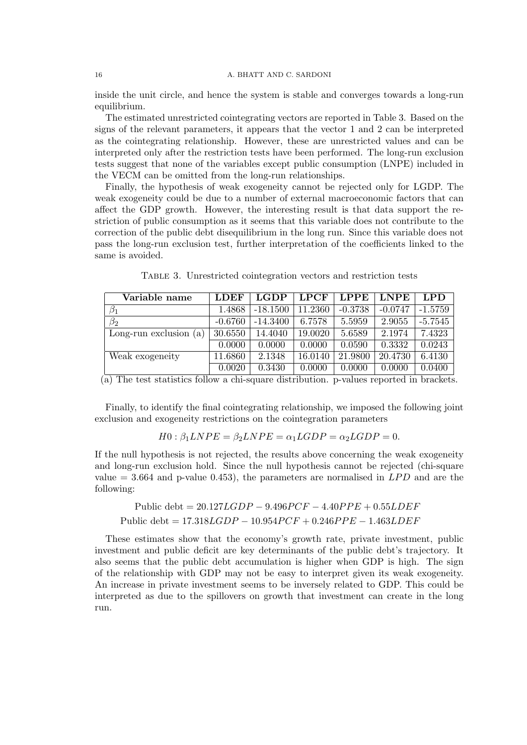inside the unit circle, and hence the system is stable and converges towards a long-run equilibrium.

The estimated unrestricted cointegrating vectors are reported in Table 3. Based on the signs of the relevant parameters, it appears that the vector 1 and 2 can be interpreted as the cointegrating relationship. However, these are unrestricted values and can be interpreted only after the restriction tests have been performed. The long-run exclusion tests suggest that none of the variables except public consumption (LNPE) included in the VECM can be omitted from the long-run relationships.

Finally, the hypothesis of weak exogeneity cannot be rejected only for LGDP. The weak exogeneity could be due to a number of external macroeconomic factors that can affect the GDP growth. However, the interesting result is that data support the restriction of public consumption as it seems that this variable does not contribute to the correction of the public debt disequilibrium in the long run. Since this variable does not pass the long-run exclusion test, further interpretation of the coefficients linked to the same is avoided.

Table 3. Unrestricted cointegration vectors and restriction tests

| Variable name | LDEF | LGDP | LPCF | LPPE | LNPE | LPD |
|---|---|---|---|---|---|---|
| $\beta_1$ | 1.4868 | -18.1500 | 11.2360 | -0.3738 | -0.0747 | -1.5759 |
| $\beta_2$ | -0.6760 | -14.3400 | 6.7578 | 5.5959 | 2.9055 | -5.7545 |
| Long-run exclusion (a) | 30.6550 | 14.4040 | 19.0020 | 5.6589 | 2.1974 | 7.4323 |
| | 0.0000 | 0.0000 | 0.0000 | 0.0590 | 0.3332 | 0.0243 |
| Weak exogeneity | 11.6860 | 2.1348 | 16.0140 | 21.9800 | 20.4730 | 6.4130 |
| | 0.0020 | 0.3430 | 0.0000 | 0.0000 | 0.0000 | 0.0400 |

(a) The test statistics follow a chi-square distribution. p-values reported in brackets.

Finally, to identify the final cointegrating relationship, we imposed the following joint exclusion and exogeneity restrictions on the cointegration parameters

$$H0 : \beta_1 LNPE = \beta_2 LNPE = \alpha_1 LGDP = \alpha_2 LGDP = 0.$$

If the null hypothesis is not rejected, the results above concerning the weak exogeneity and long-run exclusion hold. Since the null hypothesis cannot be rejected (chi-square value = 3.664 and p-value 0.453), the parameters are normalised in $LPD$ and are the following:

$$\text{Public debt} = 20.127LGDP - 9.496PCF - 4.40PPE + 0.55LDEF$$
$$\text{Public debt} = 17.318LGDP - 10.954PCF + 0.246PPE - 1.463LDEF$$

These estimates show that the economy's growth rate, private investment, public investment and public deficit are key determinants of the public debt's trajectory. It also seems that the public debt accumulation is higher when GDP is high. The sign of the relationship with GDP may not be easy to interpret given its weak exogeneity. An increase in private investment seems to be inversely related to GDP. This could be interpreted as due to the spillovers on growth that investment can create in the long run.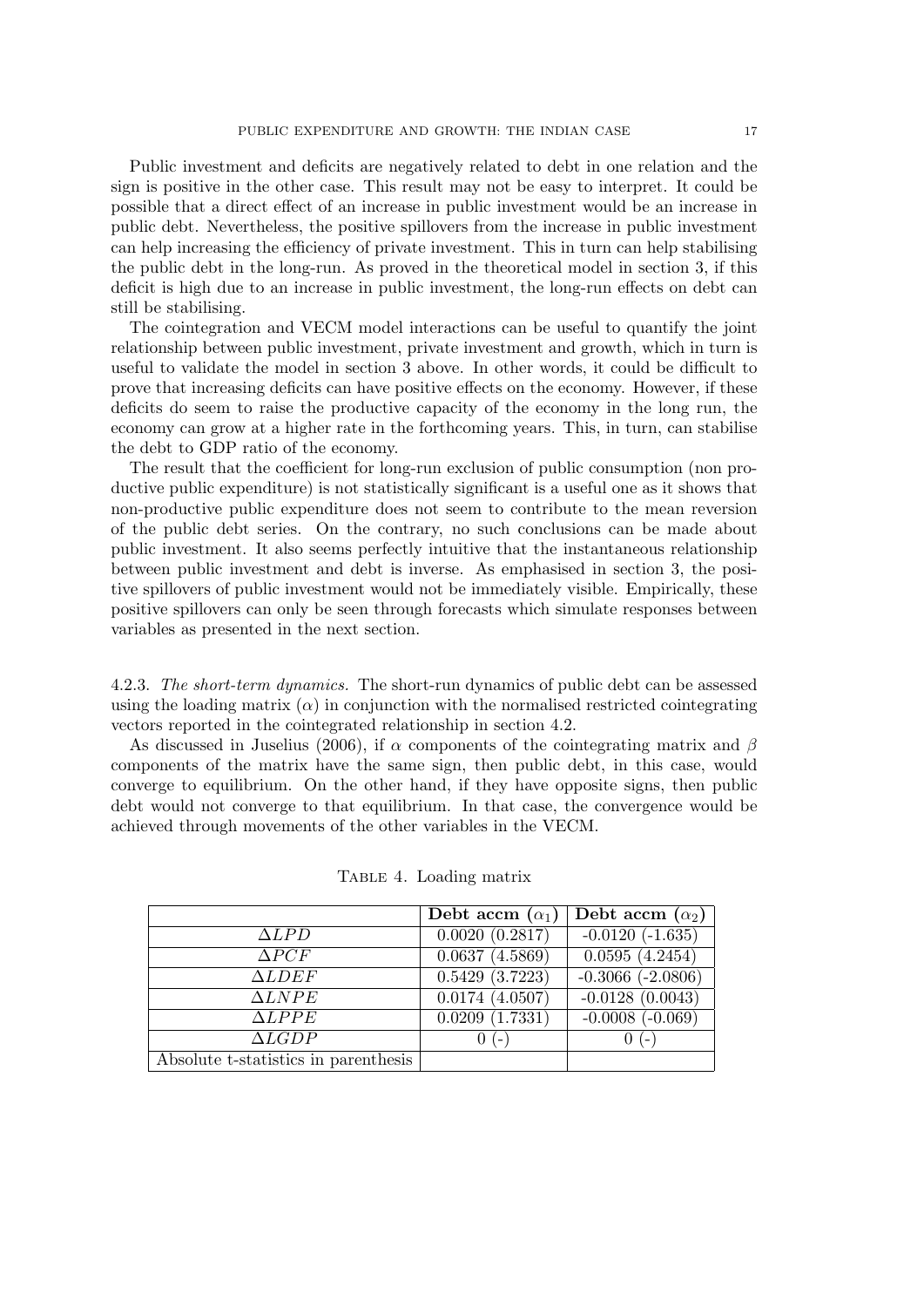Public investment and deficits are negatively related to debt in one relation and the sign is positive in the other case. This result may not be easy to interpret. It could be possible that a direct effect of an increase in public investment would be an increase in public debt. Nevertheless, the positive spillovers from the increase in public investment can help increasing the efficiency of private investment. This in turn can help stabilising the public debt in the long-run. As proved in the theoretical model in section 3, if this deficit is high due to an increase in public investment, the long-run effects on debt can still be stabilising.

The cointegration and VECM model interactions can be useful to quantify the joint relationship between public investment, private investment and growth, which in turn is useful to validate the model in section 3 above. In other words, it could be difficult to prove that increasing deficits can have positive effects on the economy. However, if these deficits do seem to raise the productive capacity of the economy in the long run, the economy can grow at a higher rate in the forthcoming years. This, in turn, can stabilise the debt to GDP ratio of the economy.

The result that the coefficient for long-run exclusion of public consumption (non productive public expenditure) is not statistically significant is a useful one as it shows that non-productive public expenditure does not seem to contribute to the mean reversion of the public debt series. On the contrary, no such conclusions can be made about public investment. It also seems perfectly intuitive that the instantaneous relationship between public investment and debt is inverse. As emphasised in section 3, the positive spillovers of public investment would not be immediately visible. Empirically, these positive spillovers can only be seen through forecasts which simulate responses between variables as presented in the next section.

4.2.3. *The short-term dynamics.* The short-run dynamics of public debt can be assessed using the loading matrix ($\alpha$) in conjunction with the normalised restricted cointegrating vectors reported in the cointegrated relationship in section 4.2.

As discussed in Juselius (2006), if $\alpha$ components of the cointegrating matrix and $\beta$ components of the matrix have the same sign, then public debt, in this case, would converge to equilibrium. On the other hand, if they have opposite signs, then public debt would not converge to that equilibrium. In that case, the convergence would be achieved through movements of the other variables in the VECM.

Table 4. Loading matrix

| | **Debt accm ($\alpha_1$)** | **Debt accm ($\alpha_2$)** |
|---|---|---|
| $\Delta LPD$ | 0.0020 (0.2817) | -0.0120 (-1.635) |
| $\Delta PCF$ | 0.0637 (4.5869) | 0.0595 (4.2454) |
| $\Delta LDEF$ | 0.5429 (3.7223) | -0.3066 (-2.0806) |
| $\Delta LNPE$ | 0.0174 (4.0507) | -0.0128 (0.0043) |
| $\Delta LPPE$ | 0.0209 (1.7331) | -0.0008 (-0.069) |
| $\Delta LGDP$ | 0 (-) | 0 (-) |
| Absolute t-statistics in parenthesis | | |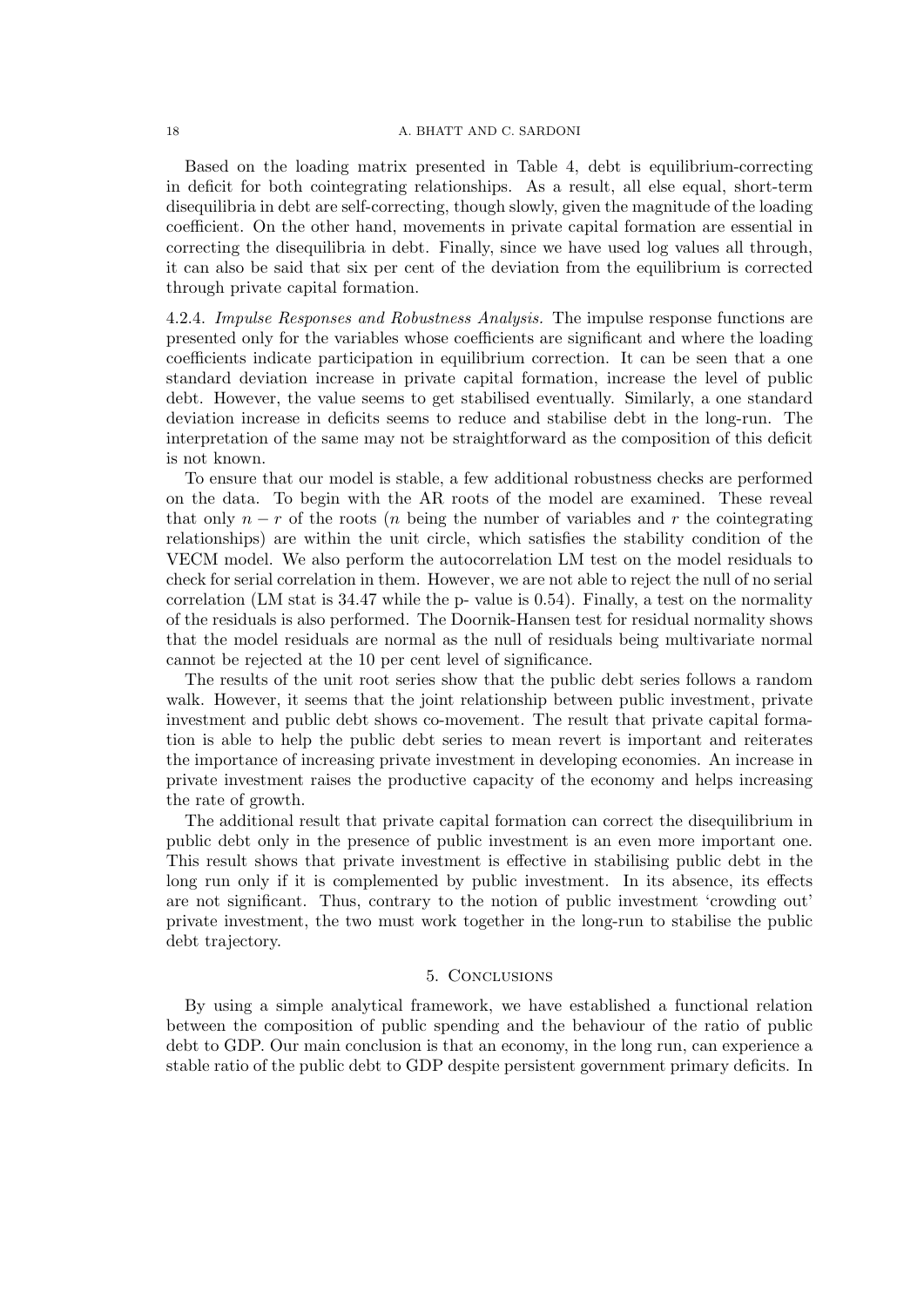Based on the loading matrix presented in Table 4, debt is equilibrium-correcting in deficit for both cointegrating relationships. As a result, all else equal, short-term disequilibria in debt are self-correcting, though slowly, given the magnitude of the loading coefficient. On the other hand, movements in private capital formation are essential in correcting the disequilibria in debt. Finally, since we have used log values all through, it can also be said that six per cent of the deviation from the equilibrium is corrected through private capital formation.

4.2.4. *Impulse Responses and Robustness Analysis.* The impulse response functions are presented only for the variables whose coefficients are significant and where the loading coefficients indicate participation in equilibrium correction. It can be seen that a one standard deviation increase in private capital formation, increase the level of public debt. However, the value seems to get stabilised eventually. Similarly, a one standard deviation increase in deficits seems to reduce and stabilise debt in the long-run. The interpretation of the same may not be straightforward as the composition of this deficit is not known.

To ensure that our model is stable, a few additional robustness checks are performed on the data. To begin with the AR roots of the model are examined. These reveal that only $n - r$ of the roots ($n$ being the number of variables and $r$ the cointegrating relationships) are within the unit circle, which satisfies the stability condition of the VECM model. We also perform the autocorrelation LM test on the model residuals to check for serial correlation in them. However, we are not able to reject the null of no serial correlation (LM stat is 34.47 while the p- value is 0.54). Finally, a test on the normality of the residuals is also performed. The Doornik-Hansen test for residual normality shows that the model residuals are normal as the null of residuals being multivariate normal cannot be rejected at the 10 per cent level of significance.

The results of the unit root series show that the public debt series follows a random walk. However, it seems that the joint relationship between public investment, private investment and public debt shows co-movement. The result that private capital formation is able to help the public debt series to mean revert is important and reiterates the importance of increasing private investment in developing economies. An increase in private investment raises the productive capacity of the economy and helps increasing the rate of growth.

The additional result that private capital formation can correct the disequilibrium in public debt only in the presence of public investment is an even more important one. This result shows that private investment is effective in stabilising public debt in the long run only if it is complemented by public investment. In its absence, its effects are not significant. Thus, contrary to the notion of public investment 'crowding out' private investment, the two must work together in the long-run to stabilise the public debt trajectory.

## 5. Conclusions

By using a simple analytical framework, we have established a functional relation between the composition of public spending and the behaviour of the ratio of public debt to GDP. Our main conclusion is that an economy, in the long run, can experience a stable ratio of the public debt to GDP despite persistent government primary deficits. In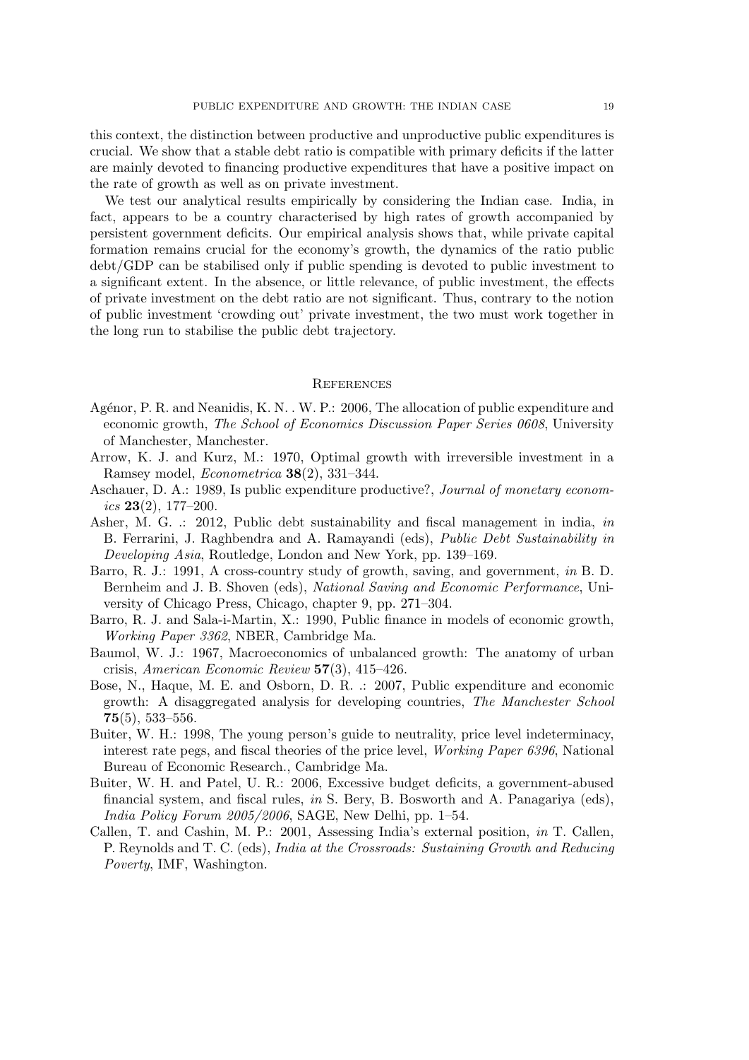this context, the distinction between productive and unproductive public expenditures is crucial. We show that a stable debt ratio is compatible with primary deficits if the latter are mainly devoted to financing productive expenditures that have a positive impact on the rate of growth as well as on private investment.

We test our analytical results empirically by considering the Indian case. India, in fact, appears to be a country characterised by high rates of growth accompanied by persistent government deficits. Our empirical analysis shows that, while private capital formation remains crucial for the economy's growth, the dynamics of the ratio public debt/GDP can be stabilised only if public spending is devoted to public investment to a significant extent. In the absence, or little relevance, of public investment, the effects of private investment on the debt ratio are not significant. Thus, contrary to the notion of public investment 'crowding out' private investment, the two must work together in the long run to stabilise the public debt trajectory.

## References

Agénor, P. R. and Neanidis, K. N. . W. P.: 2006, The allocation of public expenditure and economic growth, *The School of Economics Discussion Paper Series 0608*, University of Manchester, Manchester.

Arrow, K. J. and Kurz, M.: 1970, Optimal growth with irreversible investment in a Ramsey model, *Econometrica* **38**(2), 331–344.

Aschauer, D. A.: 1989, Is public expenditure productive?, *Journal of monetary economics* **23**(2), 177–200.

Asher, M. G. .: 2012, Public debt sustainability and fiscal management in india, *in* B. Ferrarini, J. Raghbendra and A. Ramayandi (eds), *Public Debt Sustainability in Developing Asia*, Routledge, London and New York, pp. 139–169.

Barro, R. J.: 1991, A cross-country study of growth, saving, and government, *in* B. D. Bernheim and J. B. Shoven (eds), *National Saving and Economic Performance*, University of Chicago Press, Chicago, chapter 9, pp. 271–304.

Barro, R. J. and Sala-i-Martin, X.: 1990, Public finance in models of economic growth, *Working Paper 3362*, NBER, Cambridge Ma.

Baumol, W. J.: 1967, Macroeconomics of unbalanced growth: The anatomy of urban crisis, *American Economic Review* **57**(3), 415–426.

Bose, N., Haque, M. E. and Osborn, D. R. .: 2007, Public expenditure and economic growth: A disaggregated analysis for developing countries, *The Manchester School* **75**(5), 533–556.

Buiter, W. H.: 1998, The young person's guide to neutrality, price level indeterminacy, interest rate pegs, and fiscal theories of the price level, *Working Paper 6396*, National Bureau of Economic Research., Cambridge Ma.

Buiter, W. H. and Patel, U. R.: 2006, Excessive budget deficits, a government-abused financial system, and fiscal rules, *in* S. Bery, B. Bosworth and A. Panagariya (eds), *India Policy Forum 2005/2006*, SAGE, New Delhi, pp. 1–54.

Callen, T. and Cashin, M. P.: 2001, Assessing India's external position, *in* T. Callen, P. Reynolds and T. C. (eds), *India at the Crossroads: Sustaining Growth and Reducing Poverty*, IMF, Washington.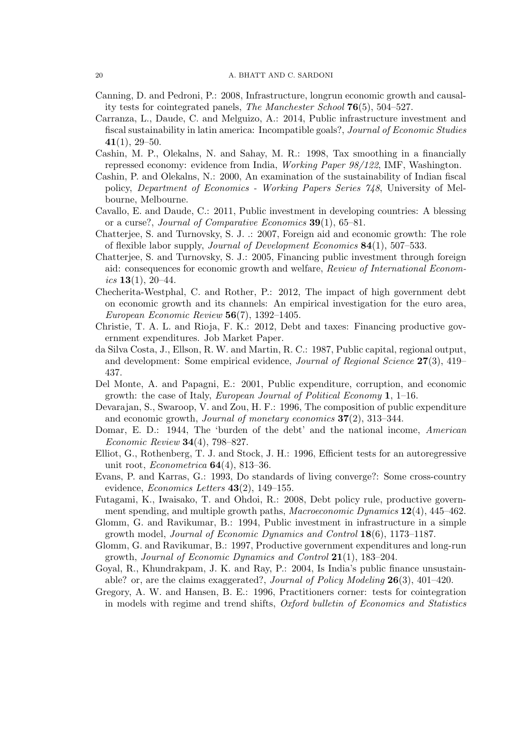Canning, D. and Pedroni, P.: 2008, Infrastructure, longrun economic growth and causality tests for cointegrated panels, *The Manchester School* **76**(5), 504–527.

Carranza, L., Daude, C. and Melguizo, A.: 2014, Public infrastructure investment and fiscal sustainability in latin america: Incompatible goals?, *Journal of Economic Studies* **41**(1), 29–50.

Cashin, M. P., Olekalns, N. and Sahay, M. R.: 1998, Tax smoothing in a financially repressed economy: evidence from India, *Working Paper 98/122*, IMF, Washington.

Cashin, P. and Olekalns, N.: 2000, An examination of the sustainability of Indian fiscal policy, *Department of Economics - Working Papers Series 748*, University of Melbourne, Melbourne.

Cavallo, E. and Daude, C.: 2011, Public investment in developing countries: A blessing or a curse?, *Journal of Comparative Economics* **39**(1), 65–81.

Chatterjee, S. and Turnovsky, S. J. .: 2007, Foreign aid and economic growth: The role of flexible labor supply, *Journal of Development Economics* **84**(1), 507–533.

Chatterjee, S. and Turnovsky, S. J.: 2005, Financing public investment through foreign aid: consequences for economic growth and welfare, *Review of International Economics* **13**(1), 20–44.

Checherita-Westphal, C. and Rother, P.: 2012, The impact of high government debt on economic growth and its channels: An empirical investigation for the euro area, *European Economic Review* **56**(7), 1392–1405.

Christie, T. A. L. and Rioja, F. K.: 2012, Debt and taxes: Financing productive government expenditures. Job Market Paper.

da Silva Costa, J., Ellson, R. W. and Martin, R. C.: 1987, Public capital, regional output, and development: Some empirical evidence, *Journal of Regional Science* **27**(3), 419–437.

Del Monte, A. and Papagni, E.: 2001, Public expenditure, corruption, and economic growth: the case of Italy, *European Journal of Political Economy* **1**, 1–16.

Devarajan, S., Swaroop, V. and Zou, H. F.: 1996, The composition of public expenditure and economic growth, *Journal of monetary economics* **37**(2), 313–344.

Domar, E. D.: 1944, The 'burden of the debt' and the national income, *American Economic Review* **34**(4), 798–827.

Elliot, G., Rothenberg, T. J. and Stock, J. H.: 1996, Efficient tests for an autoregressive unit root, *Econometrica* **64**(4), 813–36.

Evans, P. and Karras, G.: 1993, Do standards of living converge?: Some cross-country evidence, *Economics Letters* **43**(2), 149–155.

Futagami, K., Iwaisako, T. and Ohdoi, R.: 2008, Debt policy rule, productive government spending, and multiple growth paths, *Macroeconomic Dynamics* **12**(4), 445–462.

Glomm, G. and Ravikumar, B.: 1994, Public investment in infrastructure in a simple growth model, *Journal of Economic Dynamics and Control* **18**(6), 1173–1187.

Glomm, G. and Ravikumar, B.: 1997, Productive government expenditures and long-run growth, *Journal of Economic Dynamics and Control* **21**(1), 183–204.

Goyal, R., Khundrakpam, J. K. and Ray, P.: 2004, Is India's public finance unsustainable? or, are the claims exaggerated?, *Journal of Policy Modeling* **26**(3), 401–420.

Gregory, A. W. and Hansen, B. E.: 1996, Practitioners corner: tests for cointegration in models with regime and trend shifts, *Oxford bulletin of Economics and Statistics*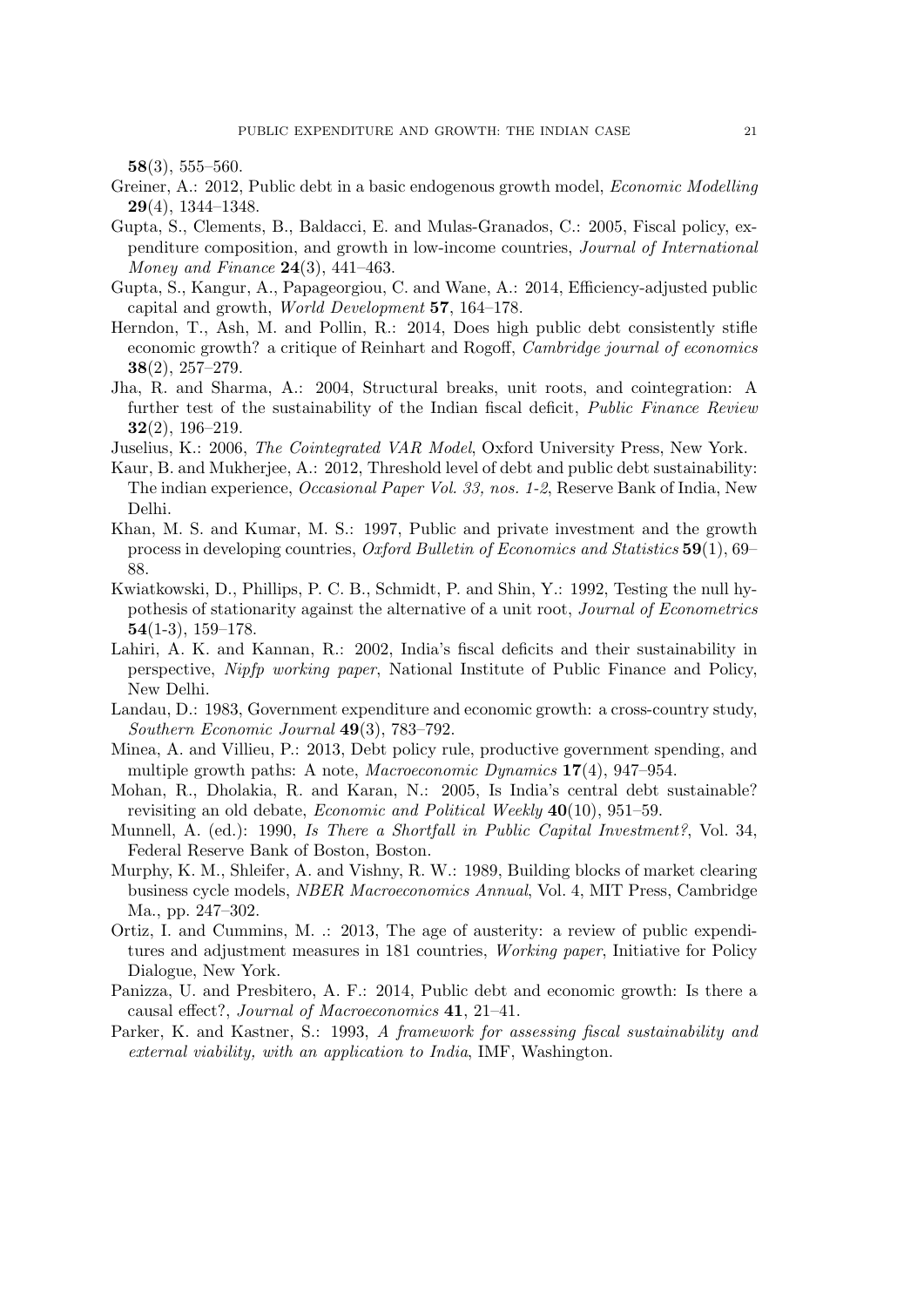**58**(3), 555–560.

Greiner, A.: 2012, Public debt in a basic endogenous growth model, *Economic Modelling* **29**(4), 1344–1348.

Gupta, S., Clements, B., Baldacci, E. and Mulas-Granados, C.: 2005, Fiscal policy, expenditure composition, and growth in low-income countries, *Journal of International Money and Finance* **24**(3), 441–463.

Gupta, S., Kangur, A., Papageorgiou, C. and Wane, A.: 2014, Efficiency-adjusted public capital and growth, *World Development* **57**, 164–178.

Herndon, T., Ash, M. and Pollin, R.: 2014, Does high public debt consistently stifle economic growth? a critique of Reinhart and Rogoff, *Cambridge journal of economics* **38**(2), 257–279.

Jha, R. and Sharma, A.: 2004, Structural breaks, unit roots, and cointegration: A further test of the sustainability of the Indian fiscal deficit, *Public Finance Review* **32**(2), 196–219.

Juselius, K.: 2006, *The Cointegrated VAR Model*, Oxford University Press, New York.

Kaur, B. and Mukherjee, A.: 2012, Threshold level of debt and public debt sustainability: The indian experience, *Occasional Paper Vol. 33, nos. 1-2*, Reserve Bank of India, New Delhi.

Khan, M. S. and Kumar, M. S.: 1997, Public and private investment and the growth process in developing countries, *Oxford Bulletin of Economics and Statistics* **59**(1), 69–88.

Kwiatkowski, D., Phillips, P. C. B., Schmidt, P. and Shin, Y.: 1992, Testing the null hypothesis of stationarity against the alternative of a unit root, *Journal of Econometrics* **54**(1-3), 159–178.

Lahiri, A. K. and Kannan, R.: 2002, India's fiscal deficits and their sustainability in perspective, *Nipfp working paper*, National Institute of Public Finance and Policy, New Delhi.

Landau, D.: 1983, Government expenditure and economic growth: a cross-country study, *Southern Economic Journal* **49**(3), 783–792.

Minea, A. and Villieu, P.: 2013, Debt policy rule, productive government spending, and multiple growth paths: A note, *Macroeconomic Dynamics* **17**(4), 947–954.

Mohan, R., Dholakia, R. and Karan, N.: 2005, Is India's central debt sustainable? revisiting an old debate, *Economic and Political Weekly* **40**(10), 951–59.

Munnell, A. (ed.): 1990, *Is There a Shortfall in Public Capital Investment?*, Vol. 34, Federal Reserve Bank of Boston, Boston.

Murphy, K. M., Shleifer, A. and Vishny, R. W.: 1989, Building blocks of market clearing business cycle models, *NBER Macroeconomics Annual*, Vol. 4, MIT Press, Cambridge Ma., pp. 247–302.

Ortiz, I. and Cummins, M. .: 2013, The age of austerity: a review of public expenditures and adjustment measures in 181 countries, *Working paper*, Initiative for Policy Dialogue, New York.

Panizza, U. and Presbitero, A. F.: 2014, Public debt and economic growth: Is there a causal effect?, *Journal of Macroeconomics* **41**, 21–41.

Parker, K. and Kastner, S.: 1993, *A framework for assessing fiscal sustainability and external viability, with an application to India*, IMF, Washington.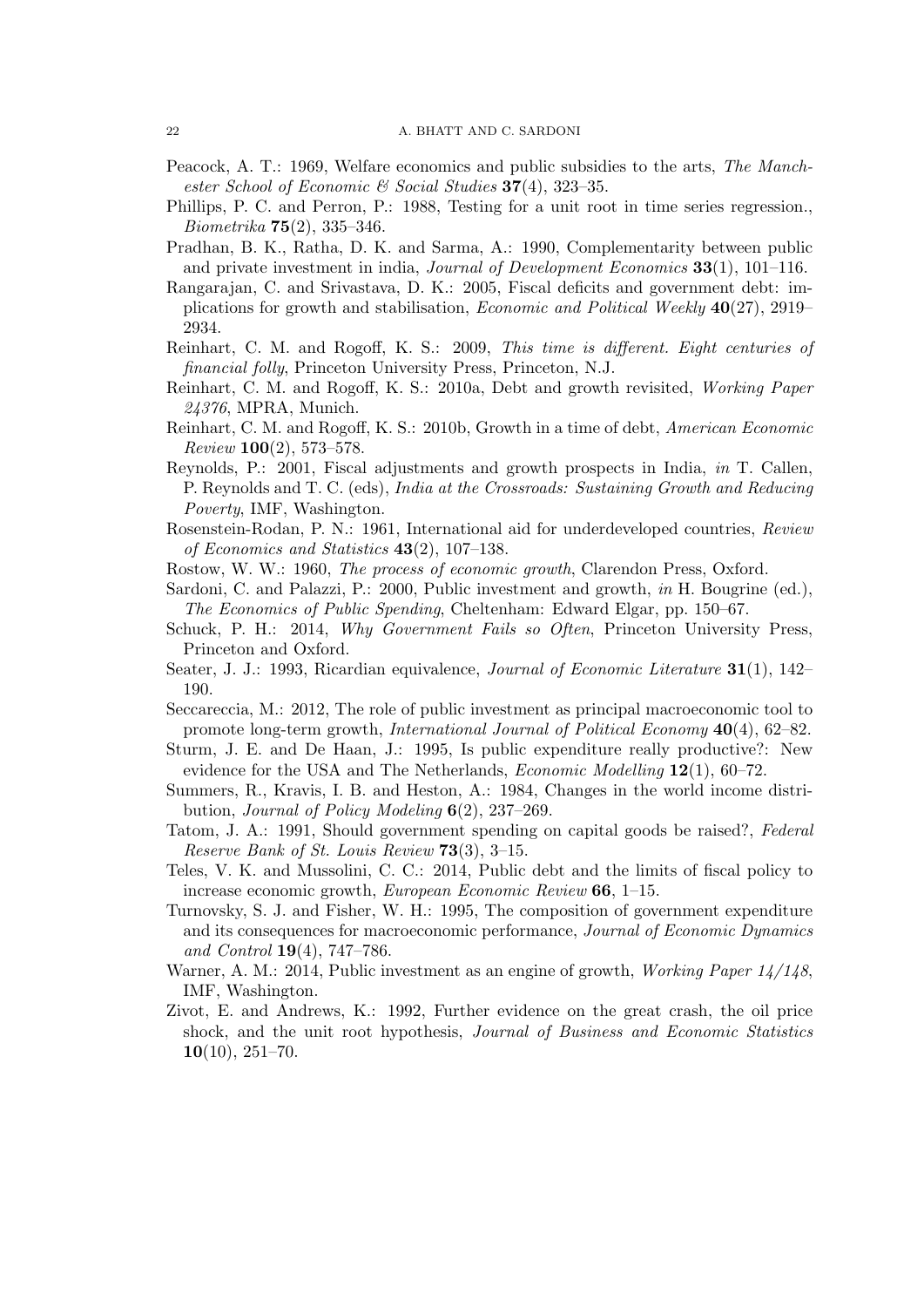Peacock, A. T.: 1969, Welfare economics and public subsidies to the arts, *The Manchester School of Economic & Social Studies* **37**(4), 323–35.

Phillips, P. C. and Perron, P.: 1988, Testing for a unit root in time series regression., *Biometrika* **75**(2), 335–346.

Pradhan, B. K., Ratha, D. K. and Sarma, A.: 1990, Complementarity between public and private investment in india, *Journal of Development Economics* **33**(1), 101–116.

Rangarajan, C. and Srivastava, D. K.: 2005, Fiscal deficits and government debt: implications for growth and stabilisation, *Economic and Political Weekly* **40**(27), 2919–2934.

Reinhart, C. M. and Rogoff, K. S.: 2009, *This time is different. Eight centuries of financial folly*, Princeton University Press, Princeton, N.J.

Reinhart, C. M. and Rogoff, K. S.: 2010a, Debt and growth revisited, *Working Paper 24376*, MPRA, Munich.

Reinhart, C. M. and Rogoff, K. S.: 2010b, Growth in a time of debt, *American Economic Review* **100**(2), 573–578.

Reynolds, P.: 2001, Fiscal adjustments and growth prospects in India, *in* T. Callen, P. Reynolds and T. C. (eds), *India at the Crossroads: Sustaining Growth and Reducing Poverty*, IMF, Washington.

Rosenstein-Rodan, P. N.: 1961, International aid for underdeveloped countries, *Review of Economics and Statistics* **43**(2), 107–138.

Rostow, W. W.: 1960, *The process of economic growth*, Clarendon Press, Oxford.

Sardoni, C. and Palazzi, P.: 2000, Public investment and growth, *in* H. Bougrine (ed.), *The Economics of Public Spending*, Cheltenham: Edward Elgar, pp. 150–67.

Schuck, P. H.: 2014, *Why Government Fails so Often*, Princeton University Press, Princeton and Oxford.

Seater, J. J.: 1993, Ricardian equivalence, *Journal of Economic Literature* **31**(1), 142–190.

Seccareccia, M.: 2012, The role of public investment as principal macroeconomic tool to promote long-term growth, *International Journal of Political Economy* **40**(4), 62–82.

Sturm, J. E. and De Haan, J.: 1995, Is public expenditure really productive?: New evidence for the USA and The Netherlands, *Economic Modelling* **12**(1), 60–72.

Summers, R., Kravis, I. B. and Heston, A.: 1984, Changes in the world income distribution, *Journal of Policy Modeling* **6**(2), 237–269.

Tatom, J. A.: 1991, Should government spending on capital goods be raised?, *Federal Reserve Bank of St. Louis Review* **73**(3), 3–15.

Teles, V. K. and Mussolini, C. C.: 2014, Public debt and the limits of fiscal policy to increase economic growth, *European Economic Review* **66**, 1–15.

Turnovsky, S. J. and Fisher, W. H.: 1995, The composition of government expenditure and its consequences for macroeconomic performance, *Journal of Economic Dynamics and Control* **19**(4), 747–786.

Warner, A. M.: 2014, Public investment as an engine of growth, *Working Paper 14/148*, IMF, Washington.

Zivot, E. and Andrews, K.: 1992, Further evidence on the great crash, the oil price shock, and the unit root hypothesis, *Journal of Business and Economic Statistics* **10**(10), 251–70.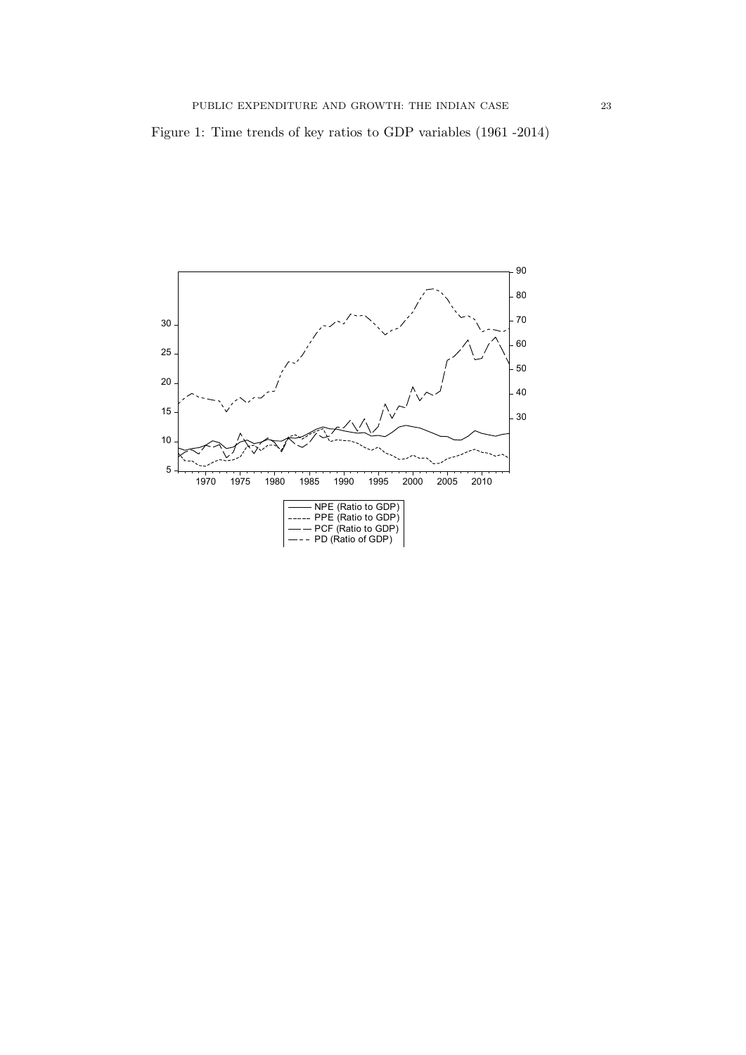Figure 1: Time trends of key ratios to GDP variables (1961 -2014)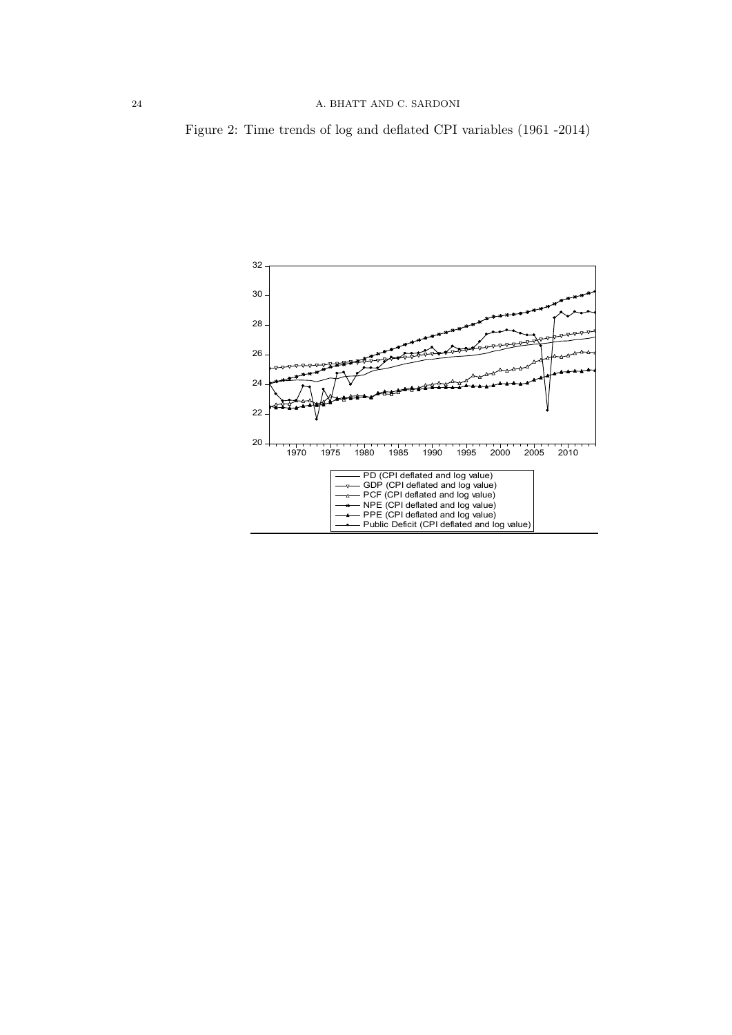Figure 2: Time trends of log and deflated CPI variables (1961 -2014)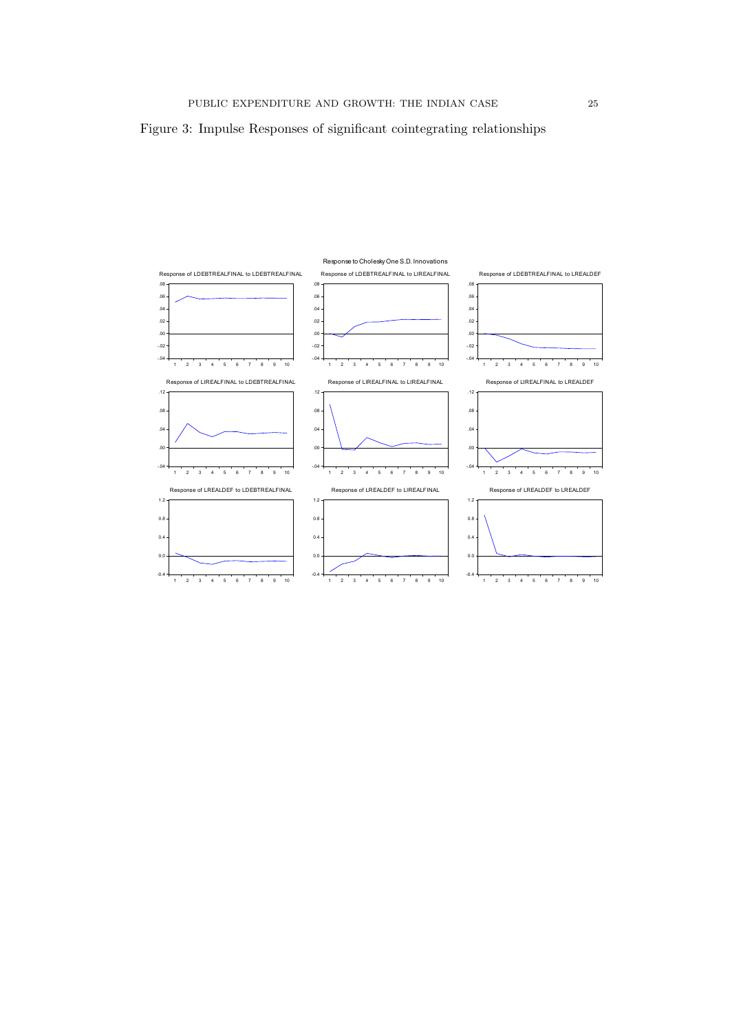Figure 3: Impulse Responses of significant cointegrating relationships

Response to Cholesky One S.D. Innovations

Response of LDEBTREALFINAL to LDEBTREALFINAL

.08
.06
.04
.02
.00
-.02
-.04
1 2 3 4 5 6 7 8 9 10

Response of LDEBTREALFINAL to LIREALFINAL

.08
.06
.04
.02
.00
-.02
-.04
1 2 3 4 5 6 7 8 9 10

Response of LDEBTREALFINAL to LREALDEF

.08
.06
.04
.02
.00
-.02
-.04
1 2 3 4 5 6 7 8 9 10

Response of LIREALFINAL to LDEBTREALFINAL

.12
.08
.04
.00
-.04
1 2 3 4 5 6 7 8 9 10

Response of LIREALFINAL to LIREALFINAL

.12
.08
.04
.00
-.04
1 2 3 4 5 6 7 8 9 10

Response of LIREALFINAL to LREALDEF

.12
.08
.04
.00
-.04
1 2 3 4 5 6 7 8 9 10

Response of LREALDEF to LDEBTREALFINAL

1.2
0.8
0.4
0.0
-0.4
1 2 3 4 5 6 7 8 9 10

Response of LREALDEF to LIREALFINAL

1.2
0.8
0.4
0.0
-0.4
1 2 3 4 5 6 7 8 9 10

Response of LREALDEF to LREALDEF

1.2
0.8
0.4
0.0
-0.4
1 2 3 4 5 6 7 8 9 10